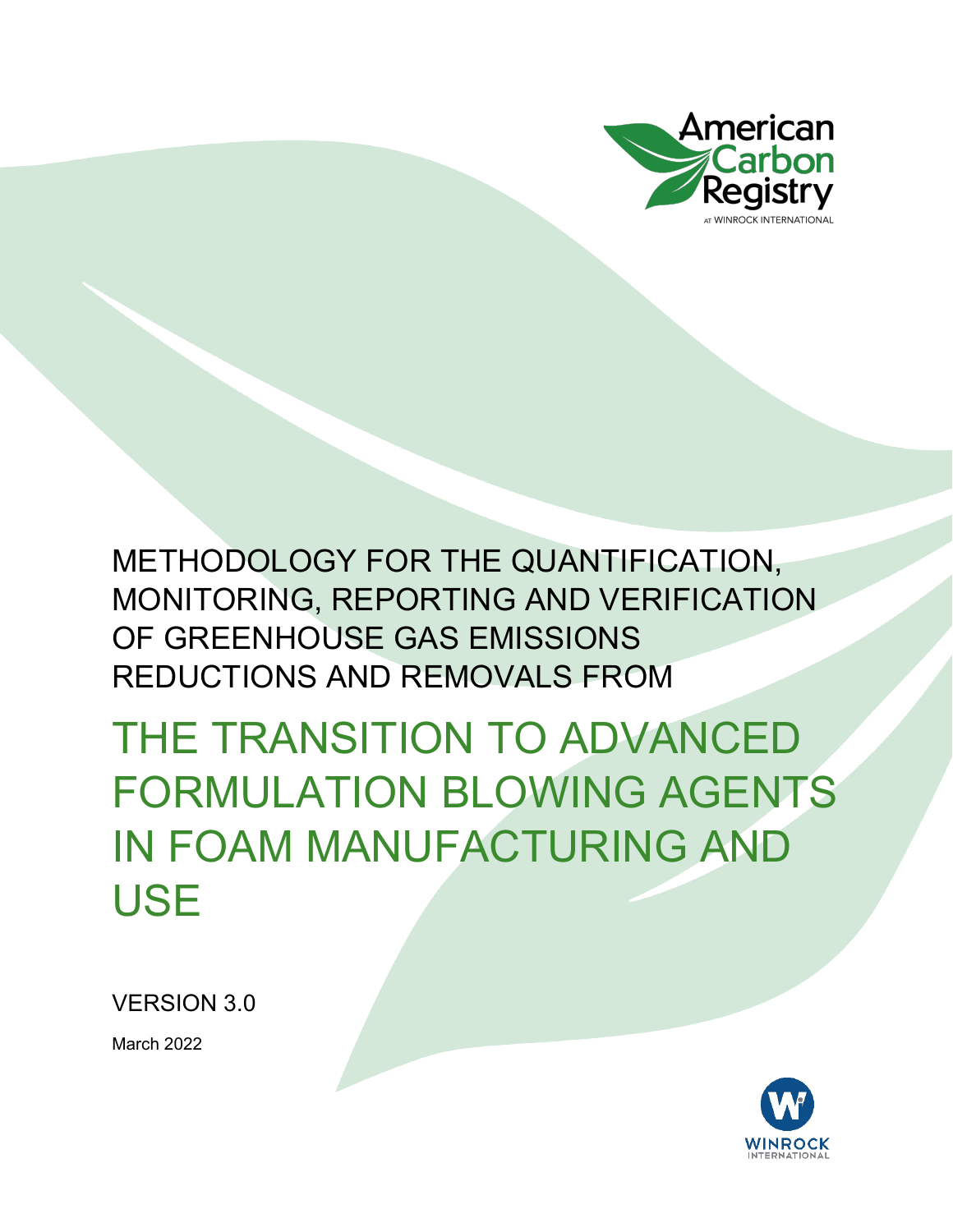American Carbon Registry

AT WINROCK INTERNATIONAL

METHODOLOGY FOR THE QUANTIFICATION, MONITORING, REPORTING AND VERIFICATION OF GREENHOUSE GAS EMISSIONS REDUCTIONS AND REMOVALS FROM

# THE TRANSITION TO ADVANCED FORMULATION BLOWING AGENTS IN FOAM MANUFACTURING AND USE

VERSION 3.0

March 2022

WINROCK INTERNATIONAL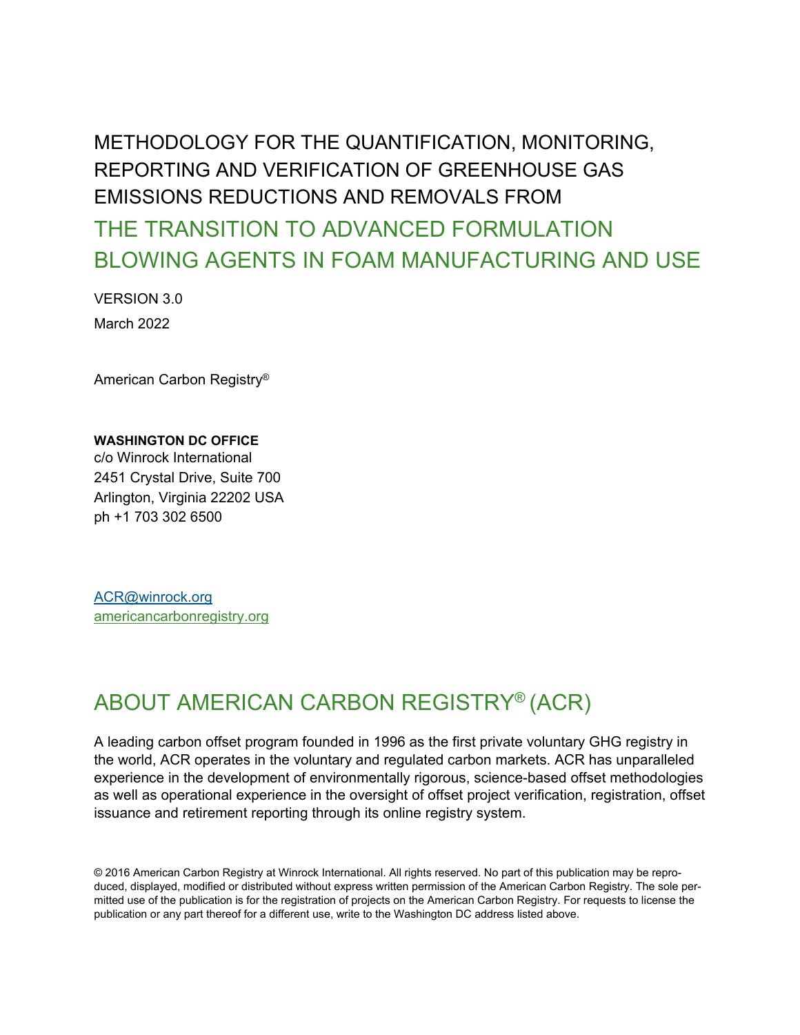# METHODOLOGY FOR THE QUANTIFICATION, MONITORING, REPORTING AND VERIFICATION OF GREENHOUSE GAS EMISSIONS REDUCTIONS AND REMOVALS FROM THE TRANSITION TO ADVANCED FORMULATION BLOWING AGENTS IN FOAM MANUFACTURING AND USE

VERSION 3.0

March 2022

American Carbon Registry®

**WASHINGTON DC OFFICE**
c/o Winrock International
2451 Crystal Drive, Suite 700
Arlington, Virginia 22202 USA
ph +1 703 302 6500

ACR@winrock.org
americancarbonregistry.org

## ABOUT AMERICAN CARBON REGISTRY® (ACR)

A leading carbon offset program founded in 1996 as the first private voluntary GHG registry in the world, ACR operates in the voluntary and regulated carbon markets. ACR has unparalleled experience in the development of environmentally rigorous, science-based offset methodologies as well as operational experience in the oversight of offset project verification, registration, offset issuance and retirement reporting through its online registry system.

© 2016 American Carbon Registry at Winrock International. All rights reserved. No part of this publication may be reproduced, displayed, modified or distributed without express written permission of the American Carbon Registry. The sole permitted use of the publication is for the registration of projects on the American Carbon Registry. For requests to license the publication or any part thereof for a different use, write to the Washington DC address listed above.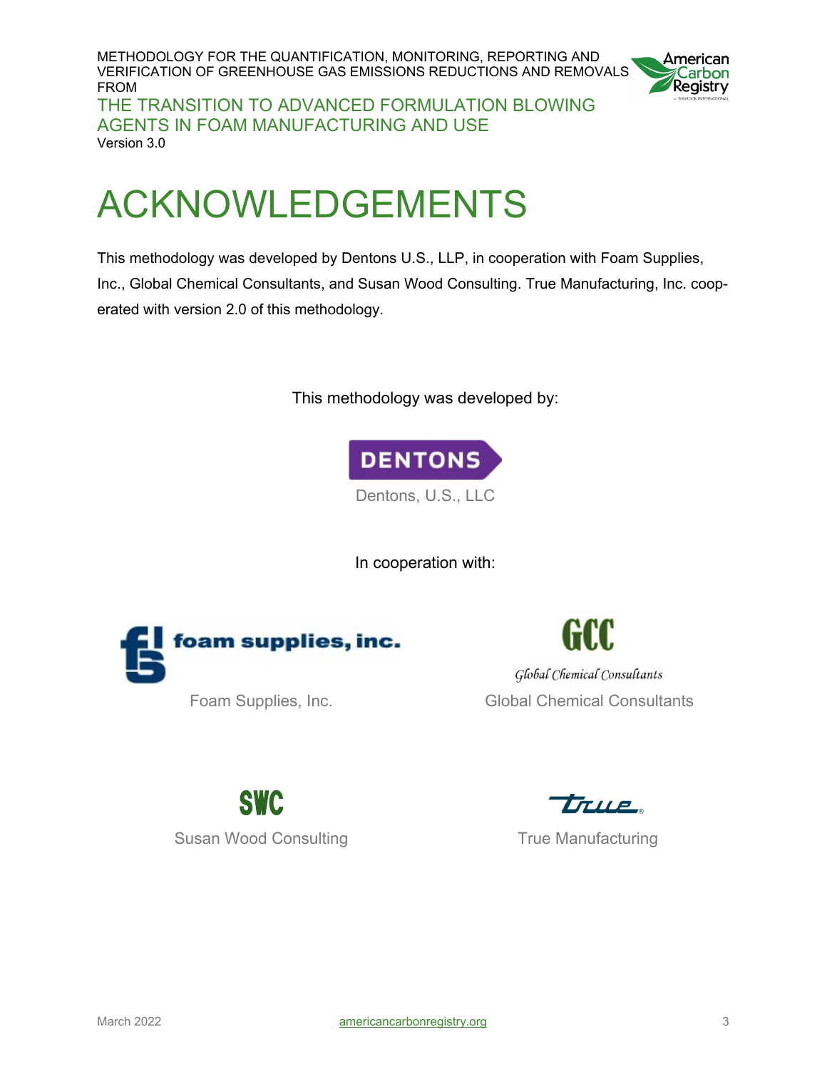# ACKNOWLEDGEMENTS

This methodology was developed by Dentons U.S., LLP, in cooperation with Foam Supplies, Inc., Global Chemical Consultants, and Susan Wood Consulting. True Manufacturing, Inc. cooperated with version 2.0 of this methodology.

This methodology was developed by:

Dentons, U.S., LLC

In cooperation with:

Foam Supplies, Inc.

Global Chemical Consultants

Susan Wood Consulting

True Manufacturing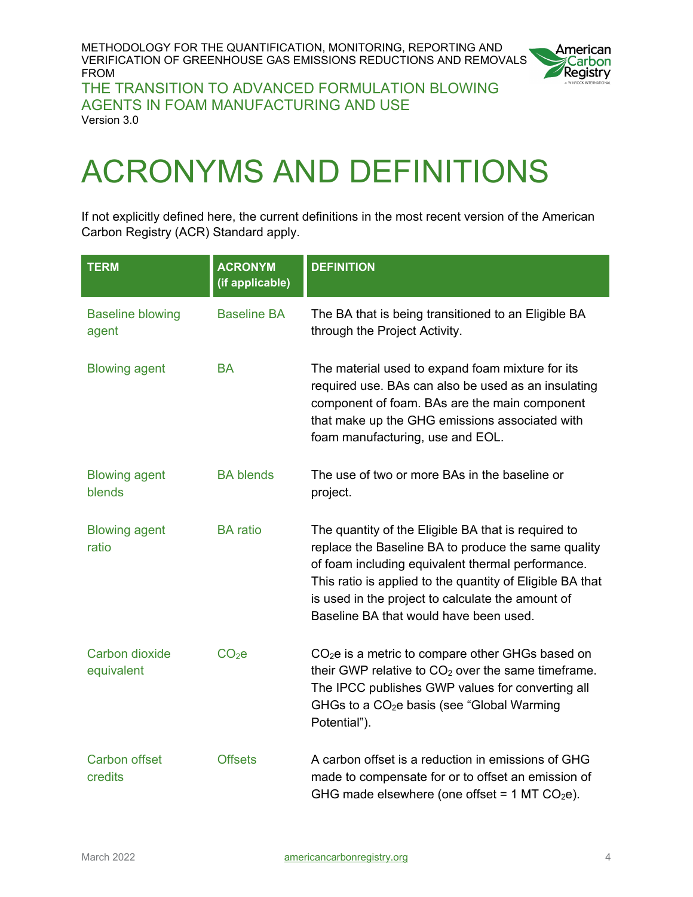# ACRONYMS AND DEFINITIONS

If not explicitly defined here, the current definitions in the most recent version of the American Carbon Registry (ACR) Standard apply.

| TERM | ACRONYM (if applicable) | DEFINITION |
|---|---|---|
| Baseline blowing agent | Baseline BA | The BA that is being transitioned to an Eligible BA through the Project Activity. |
| Blowing agent | BA | The material used to expand foam mixture for its required use. BAs can also be used as an insulating component of foam. BAs are the main component that make up the GHG emissions associated with foam manufacturing, use and EOL. |
| Blowing agent blends | BA blends | The use of two or more BAs in the baseline or project. |
| Blowing agent ratio | BA ratio | The quantity of the Eligible BA that is required to replace the Baseline BA to produce the same quality of foam including equivalent thermal performance. This ratio is applied to the quantity of Eligible BA that is used in the project to calculate the amount of Baseline BA that would have been used. |
| Carbon dioxide equivalent | $CO_2e$ | $CO_2e$ is a metric to compare other GHGs based on their GWP relative to $CO_2$ over the same timeframe. The IPCC publishes GWP values for converting all GHGs to a $CO_2e$ basis (see "Global Warming Potential"). |
| Carbon offset credits | Offsets | A carbon offset is a reduction in emissions of GHG made to compensate for or to offset an emission of GHG made elsewhere (one offset = 1 MT $CO_2e$). |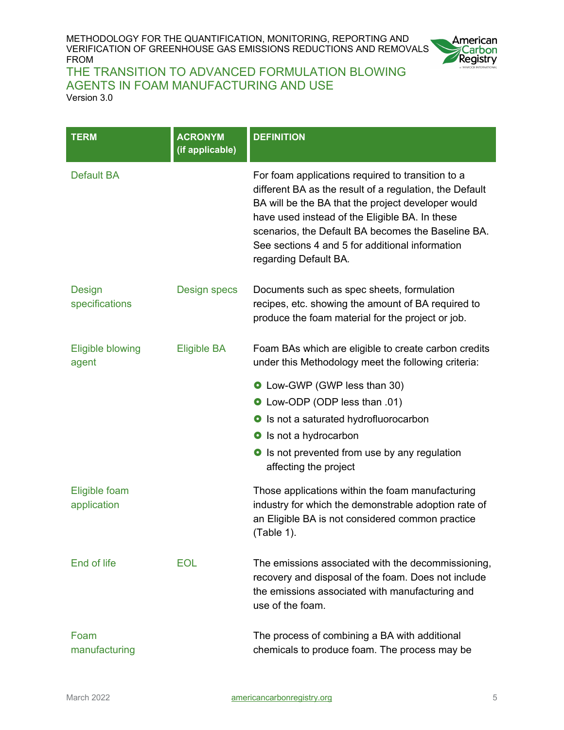| TERM | ACRONYM (if applicable) | DEFINITION |
|---|---|---|
| Default BA | | For foam applications required to transition to a different BA as the result of a regulation, the Default BA will be the BA that the project developer would have used instead of the Eligible BA. In these scenarios, the Default BA becomes the Baseline BA. See sections 4 and 5 for additional information regarding Default BA. |
| Design specifications | Design specs | Documents such as spec sheets, formulation recipes, etc. showing the amount of BA required to produce the foam material for the project or job. |
| Eligible blowing agent | Eligible BA | Foam BAs which are eligible to create carbon credits under this Methodology meet the following criteria:<br>• Low-GWP (GWP less than 30)<br>• Low-ODP (ODP less than .01)<br>• Is not a saturated hydrofluorocarbon<br>• Is not a hydrocarbon<br>• Is not prevented from use by any regulation affecting the project |
| Eligible foam application | | Those applications within the foam manufacturing industry for which the demonstrable adoption rate of an Eligible BA is not considered common practice (Table 1). |
| End of life | EOL | The emissions associated with the decommissioning, recovery and disposal of the foam. Does not include the emissions associated with manufacturing and use of the foam. |
| Foam manufacturing | | The process of combining a BA with additional chemicals to produce foam. The process may be |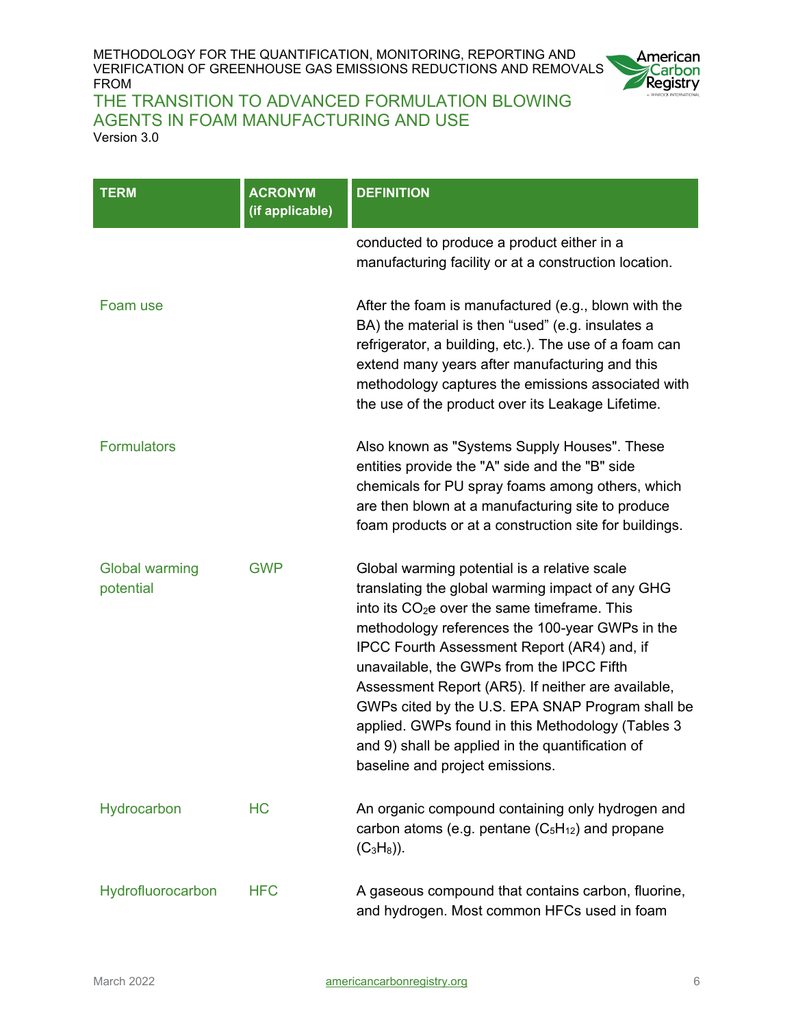| TERM | ACRONYM (if applicable) | DEFINITION |
| --- | --- | --- |
| | | conducted to produce a product either in a manufacturing facility or at a construction location. |
| Foam use | | After the foam is manufactured (e.g., blown with the BA) the material is then "used" (e.g. insulates a refrigerator, a building, etc.). The use of a foam can extend many years after manufacturing and this methodology captures the emissions associated with the use of the product over its Leakage Lifetime. |
| Formulators | | Also known as "Systems Supply Houses". These entities provide the "A" side and the "B" side chemicals for PU spray foams among others, which are then blown at a manufacturing site to produce foam products or at a construction site for buildings. |
| Global warming potential | GWP | Global warming potential is a relative scale translating the global warming impact of any GHG into its $CO_2e$ over the same timeframe. This methodology references the 100-year GWPs in the IPCC Fourth Assessment Report (AR4) and, if unavailable, the GWPs from the IPCC Fifth Assessment Report (AR5). If neither are available, GWPs cited by the U.S. EPA SNAP Program shall be applied. GWPs found in this Methodology (Tables 3 and 9) shall be applied in the quantification of baseline and project emissions. |
| Hydrocarbon | HC | An organic compound containing only hydrogen and carbon atoms (e.g. pentane ($C_5H_{12}$) and propane ($C_3H_8$)). |
| Hydrofluorocarbon | HFC | A gaseous compound that contains carbon, fluorine, and hydrogen. Most common HFCs used in foam |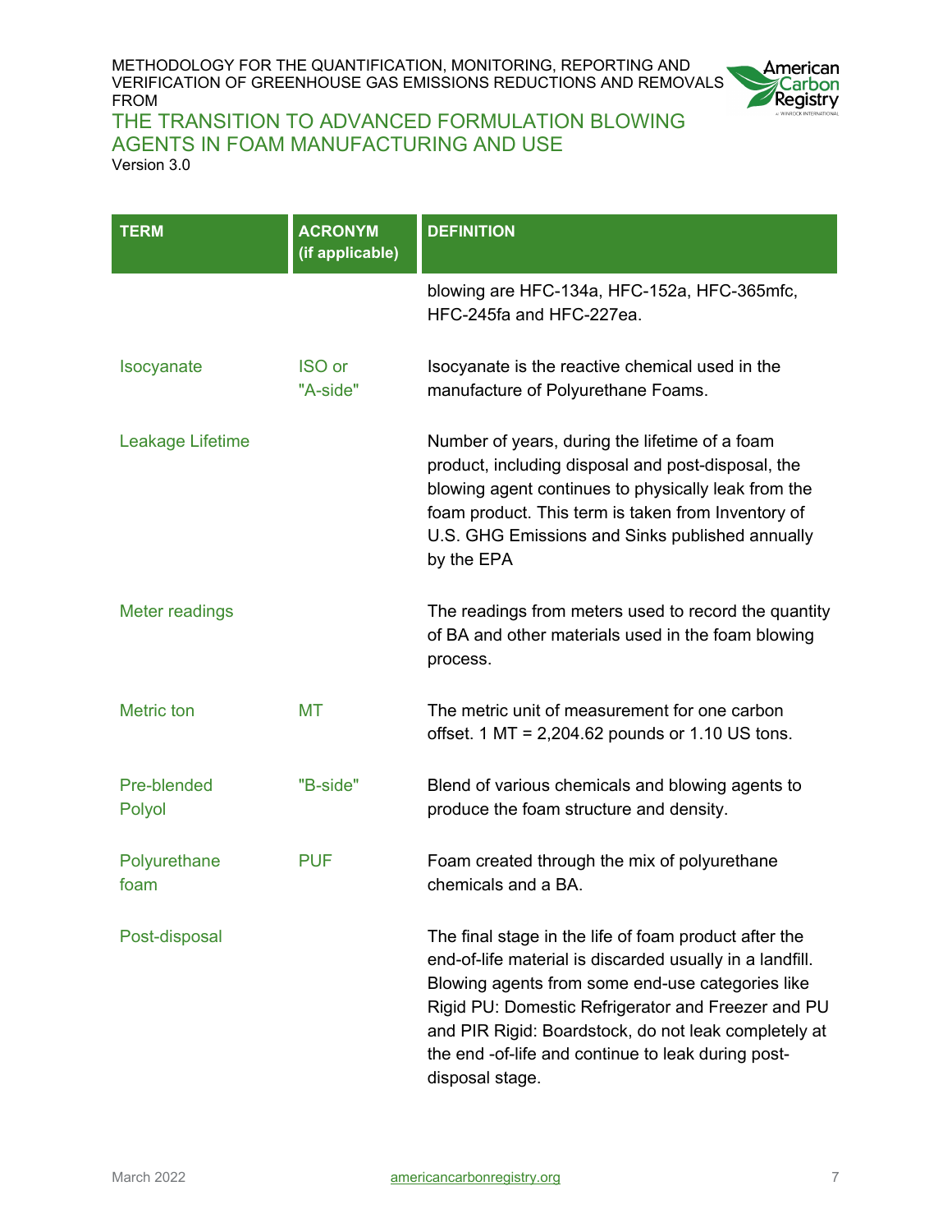| TERM | ACRONYM (if applicable) | DEFINITION |
|---|---|---|
| | | blowing are HFC-134a, HFC-152a, HFC-365mfc, HFC-245fa and HFC-227ea. |
| Isocyanate | ISO or "A-side" | Isocyanate is the reactive chemical used in the manufacture of Polyurethane Foams. |
| Leakage Lifetime | | Number of years, during the lifetime of a foam product, including disposal and post-disposal, the blowing agent continues to physically leak from the foam product. This term is taken from Inventory of U.S. GHG Emissions and Sinks published annually by the EPA |
| Meter readings | | The readings from meters used to record the quantity of BA and other materials used in the foam blowing process. |
| Metric ton | MT | The metric unit of measurement for one carbon offset. 1 MT = 2,204.62 pounds or 1.10 US tons. |
| Pre-blended Polyol | "B-side" | Blend of various chemicals and blowing agents to produce the foam structure and density. |
| Polyurethane foam | PUF | Foam created through the mix of polyurethane chemicals and a BA. |
| Post-disposal | | The final stage in the life of foam product after the end-of-life material is discarded usually in a landfill. Blowing agents from some end-use categories like Rigid PU: Domestic Refrigerator and Freezer and PU and PIR Rigid: Boardstock, do not leak completely at the end -of-life and continue to leak during post-disposal stage. |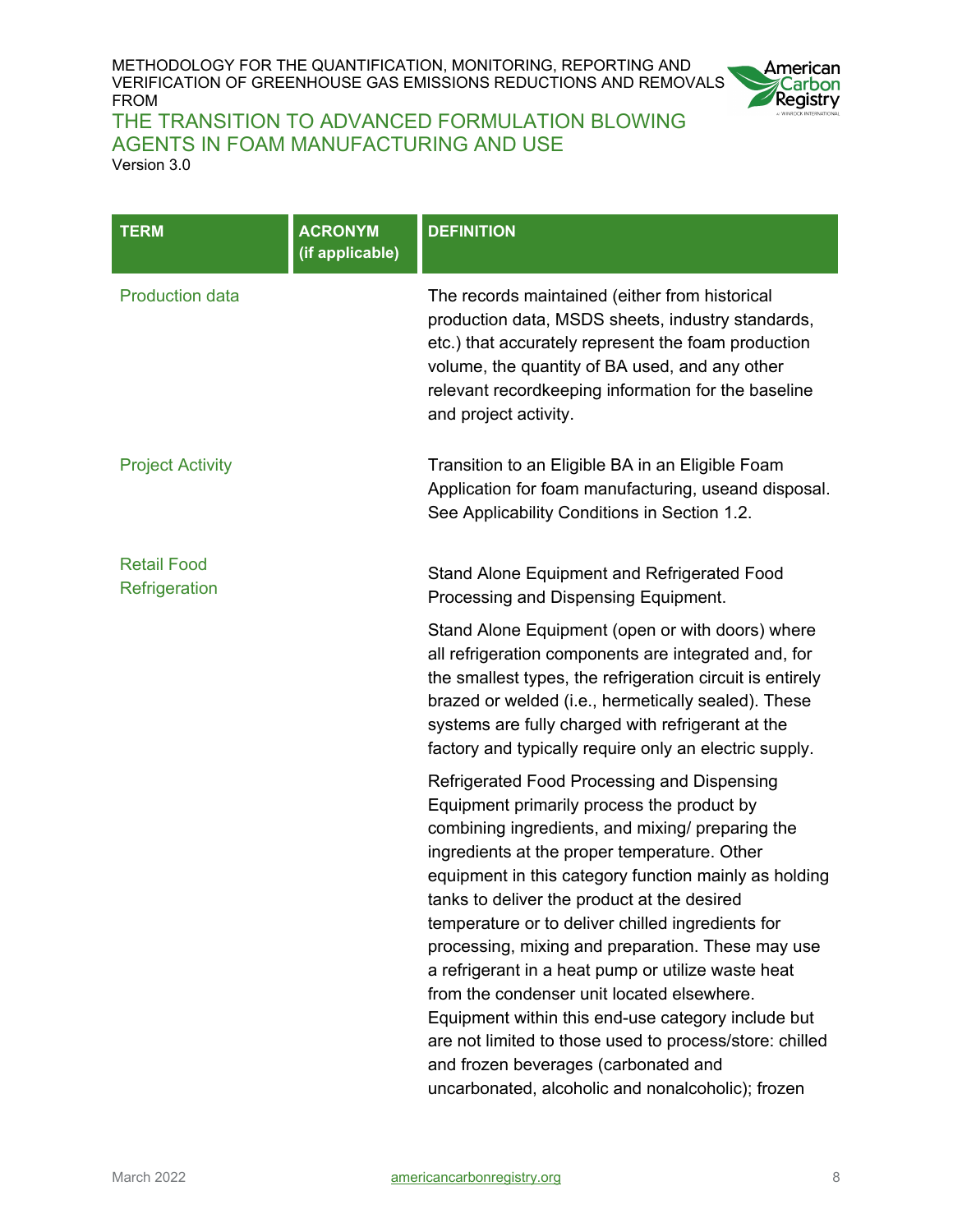| TERM | ACRONYM (if applicable) | DEFINITION |
|---|---|---|
| Production data | | The records maintained (either from historical production data, MSDS sheets, industry standards, etc.) that accurately represent the foam production volume, the quantity of BA used, and any other relevant recordkeeping information for the baseline and project activity. |
| Project Activity | | Transition to an Eligible BA in an Eligible Foam Application for foam manufacturing, useand disposal. See Applicability Conditions in Section 1.2. |
| Retail Food Refrigeration | | Stand Alone Equipment and Refrigerated Food Processing and Dispensing Equipment.<br><br>Stand Alone Equipment (open or with doors) where all refrigeration components are integrated and, for the smallest types, the refrigeration circuit is entirely brazed or welded (i.e., hermetically sealed). These systems are fully charged with refrigerant at the factory and typically require only an electric supply.<br><br>Refrigerated Food Processing and Dispensing Equipment primarily process the product by combining ingredients, and mixing/ preparing the ingredients at the proper temperature. Other equipment in this category function mainly as holding tanks to deliver the product at the desired temperature or to deliver chilled ingredients for processing, mixing and preparation. These may use a refrigerant in a heat pump or utilize waste heat from the condenser unit located elsewhere. Equipment within this end-use category include but are not limited to those used to process/store: chilled and frozen beverages (carbonated and uncarbonated, alcoholic and nonalcoholic); frozen |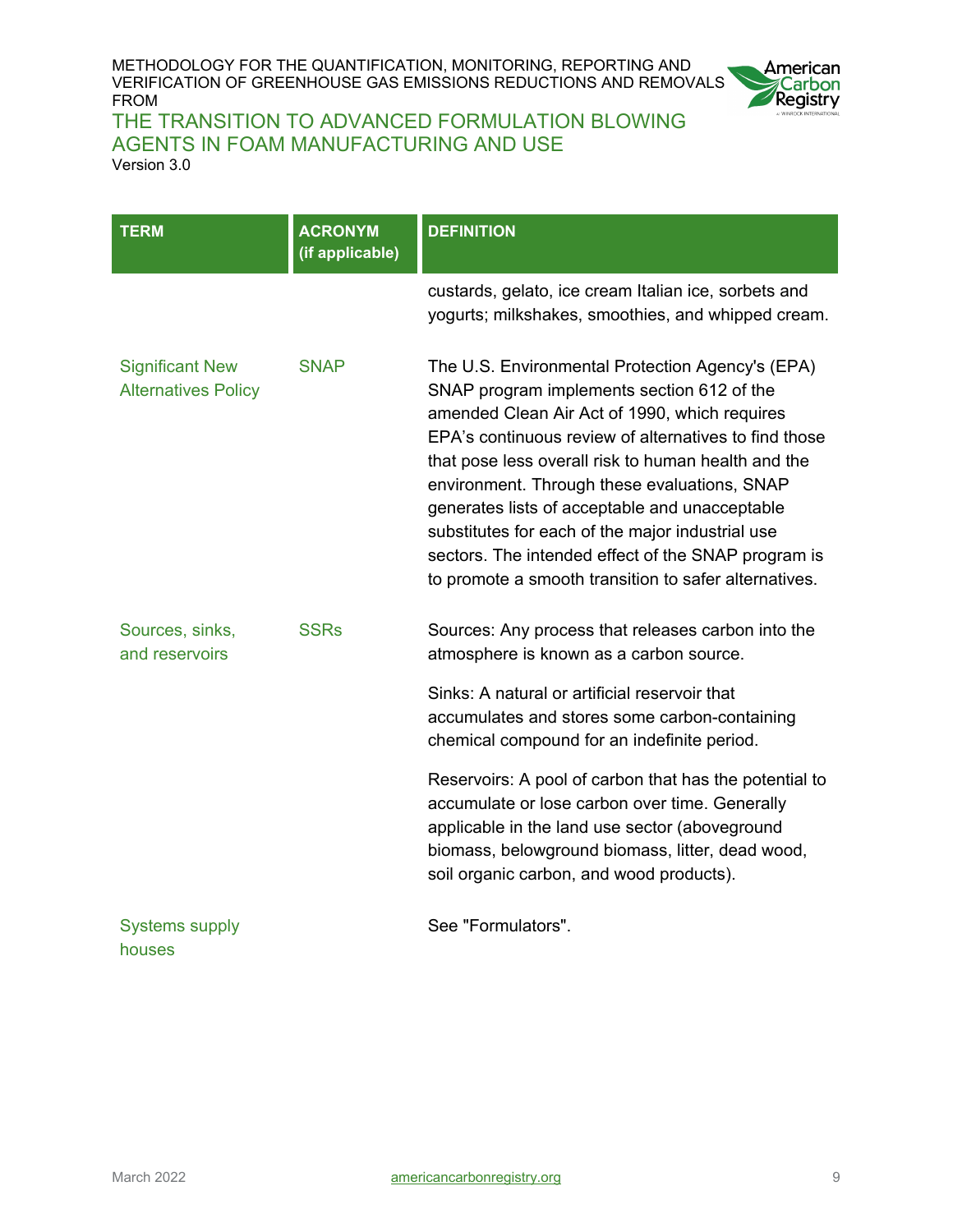| TERM | ACRONYM (if applicable) | DEFINITION |
|---|---|---|
| | | custards, gelato, ice cream Italian ice, sorbets and yogurts; milkshakes, smoothies, and whipped cream. |
| Significant New Alternatives Policy | SNAP | The U.S. Environmental Protection Agency's (EPA) SNAP program implements section 612 of the amended Clean Air Act of 1990, which requires EPA's continuous review of alternatives to find those that pose less overall risk to human health and the environment. Through these evaluations, SNAP generates lists of acceptable and unacceptable substitutes for each of the major industrial use sectors. The intended effect of the SNAP program is to promote a smooth transition to safer alternatives. |
| Sources, sinks, and reservoirs | SSRs | Sources: Any process that releases carbon into the atmosphere is known as a carbon source.<br><br>Sinks: A natural or artificial reservoir that accumulates and stores some carbon-containing chemical compound for an indefinite period.<br><br>Reservoirs: A pool of carbon that has the potential to accumulate or lose carbon over time. Generally applicable in the land use sector (aboveground biomass, belowground biomass, litter, dead wood, soil organic carbon, and wood products). |
| Systems supply houses | | See "Formulators". |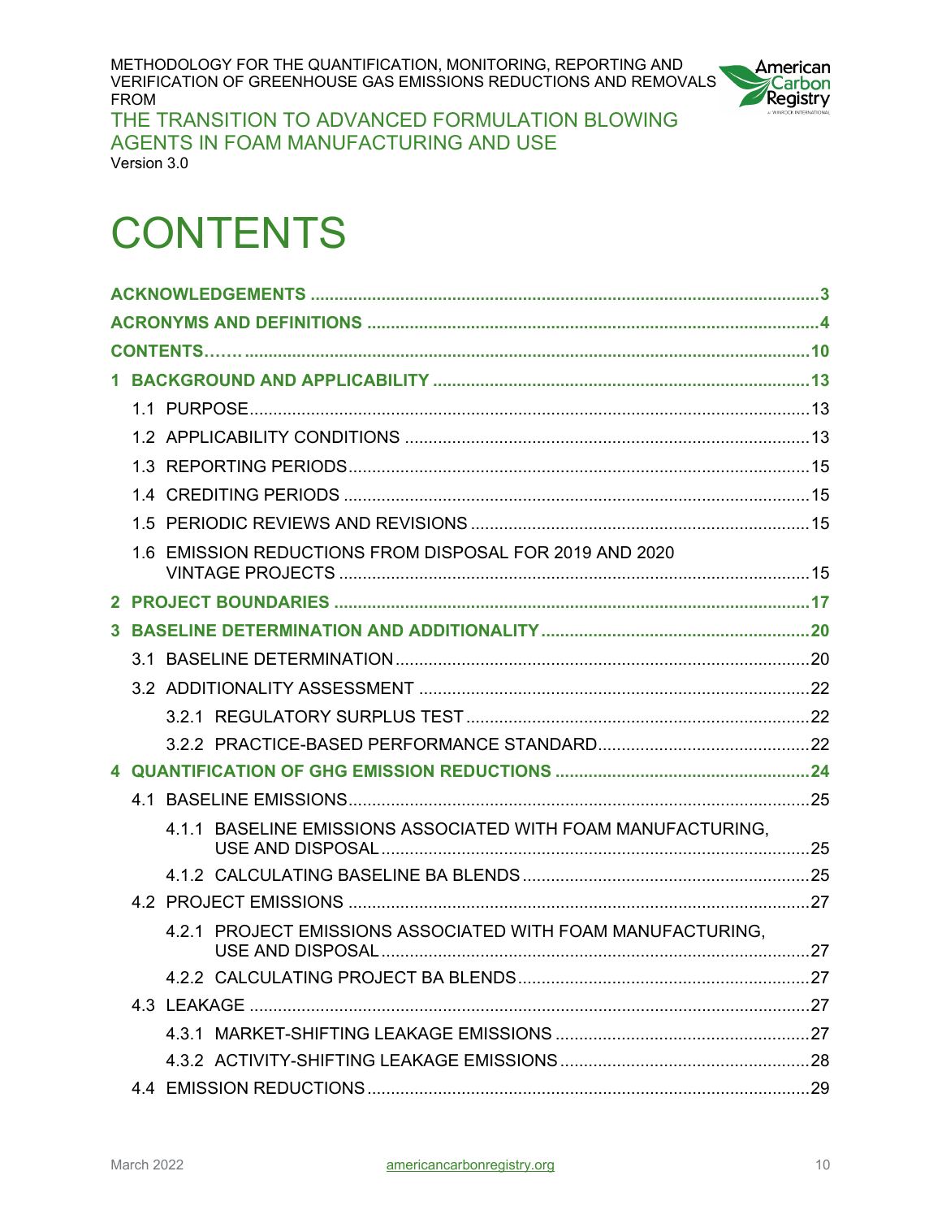# CONTENTS

ACKNOWLEDGEMENTS ..... 3

ACRONYMS AND DEFINITIONS ..... 4

CONTENTS....... ..... 10

1 BACKGROUND AND APPLICABILITY ..... 13

- 1.1 PURPOSE ..... 13
- 1.2 APPLICABILITY CONDITIONS ..... 13
- 1.3 REPORTING PERIODS ..... 15
- 1.4 CREDITING PERIODS ..... 15
- 1.5 PERIODIC REVIEWS AND REVISIONS ..... 15
- 1.6 EMISSION REDUCTIONS FROM DISPOSAL FOR 2019 AND 2020 VINTAGE PROJECTS ..... 15

2 PROJECT BOUNDARIES ..... 17

3 BASELINE DETERMINATION AND ADDITIONALITY ..... 20

- 3.1 BASELINE DETERMINATION ..... 20
- 3.2 ADDITIONALITY ASSESSMENT ..... 22
  - 3.2.1 REGULATORY SURPLUS TEST ..... 22
  - 3.2.2 PRACTICE-BASED PERFORMANCE STANDARD ..... 22

4 QUANTIFICATION OF GHG EMISSION REDUCTIONS ..... 24

- 4.1 BASELINE EMISSIONS ..... 25
  - 4.1.1 BASELINE EMISSIONS ASSOCIATED WITH FOAM MANUFACTURING, USE AND DISPOSAL ..... 25
  - 4.1.2 CALCULATING BASELINE BA BLENDS ..... 25
- 4.2 PROJECT EMISSIONS ..... 27
  - 4.2.1 PROJECT EMISSIONS ASSOCIATED WITH FOAM MANUFACTURING, USE AND DISPOSAL ..... 27
  - 4.2.2 CALCULATING PROJECT BA BLENDS ..... 27
- 4.3 LEAKAGE ..... 27
  - 4.3.1 MARKET-SHIFTING LEAKAGE EMISSIONS ..... 27
  - 4.3.2 ACTIVITY-SHIFTING LEAKAGE EMISSIONS ..... 28
- 4.4 EMISSION REDUCTIONS ..... 29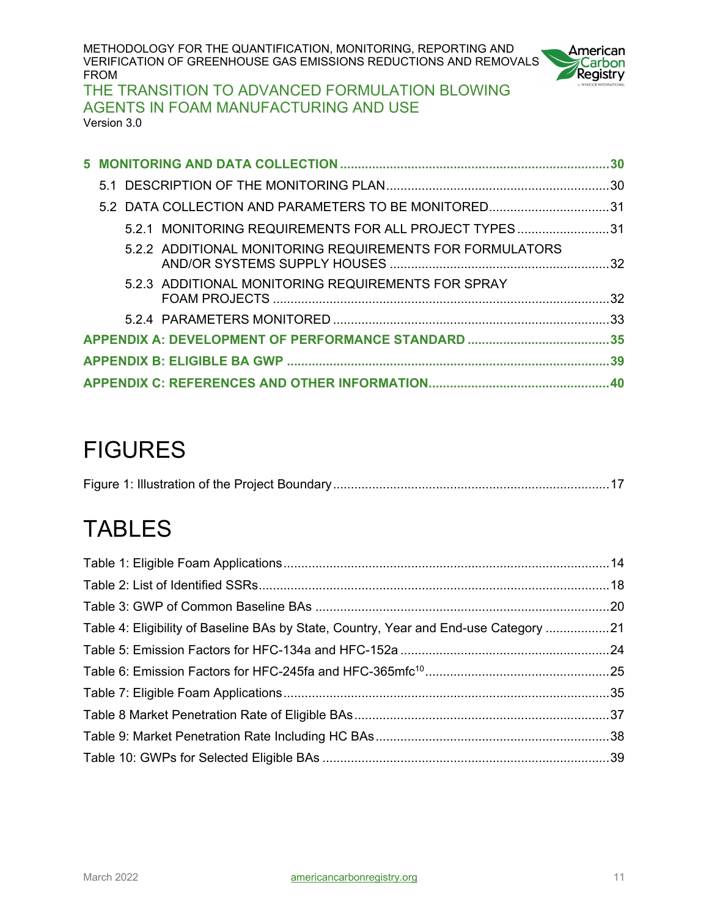**5 MONITORING AND DATA COLLECTION** ... 30

- 5.1 DESCRIPTION OF THE MONITORING PLAN ... 30
- 5.2 DATA COLLECTION AND PARAMETERS TO BE MONITORED ... 31
  - 5.2.1 MONITORING REQUIREMENTS FOR ALL PROJECT TYPES ... 31
  - 5.2.2 ADDITIONAL MONITORING REQUIREMENTS FOR FORMULATORS AND/OR SYSTEMS SUPPLY HOUSES ... 32
  - 5.2.3 ADDITIONAL MONITORING REQUIREMENTS FOR SPRAY FOAM PROJECTS ... 32
  - 5.2.4 PARAMETERS MONITORED ... 33

**APPENDIX A: DEVELOPMENT OF PERFORMANCE STANDARD** ... 35

**APPENDIX B: ELIGIBLE BA GWP** ... 39

**APPENDIX C: REFERENCES AND OTHER INFORMATION** ... 40

# FIGURES

Figure 1: Illustration of the Project Boundary ... 17

# TABLES

Table 1: Eligible Foam Applications ... 14

Table 2: List of Identified SSRs ... 18

Table 3: GWP of Common Baseline BAs ... 20

Table 4: Eligibility of Baseline BAs by State, Country, Year and End-use Category ... 21

Table 5: Emission Factors for HFC-134a and HFC-152a ... 24

Table 6: Emission Factors for HFC-245fa and HFC-365mfc[10] ... 25

Table 7: Eligible Foam Applications ... 35

Table 8 Market Penetration Rate of Eligible BAs ... 37

Table 9: Market Penetration Rate Including HC BAs ... 38

Table 10: GWPs for Selected Eligible BAs ... 39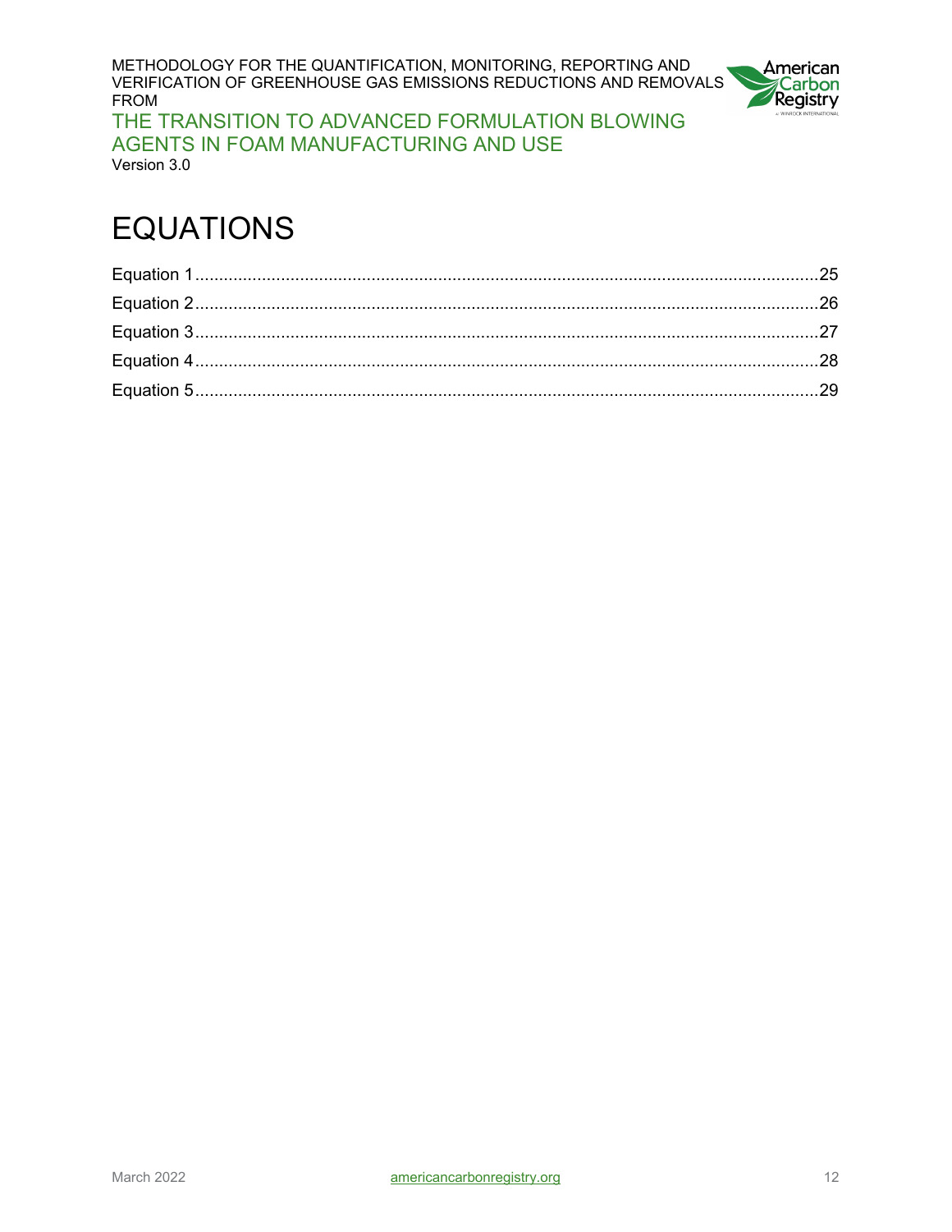# EQUATIONS

Equation 1 .......................................................................................................................25

Equation 2 .......................................................................................................................26

Equation 3 .......................................................................................................................27

Equation 4 .......................................................................................................................28

Equation 5 .......................................................................................................................29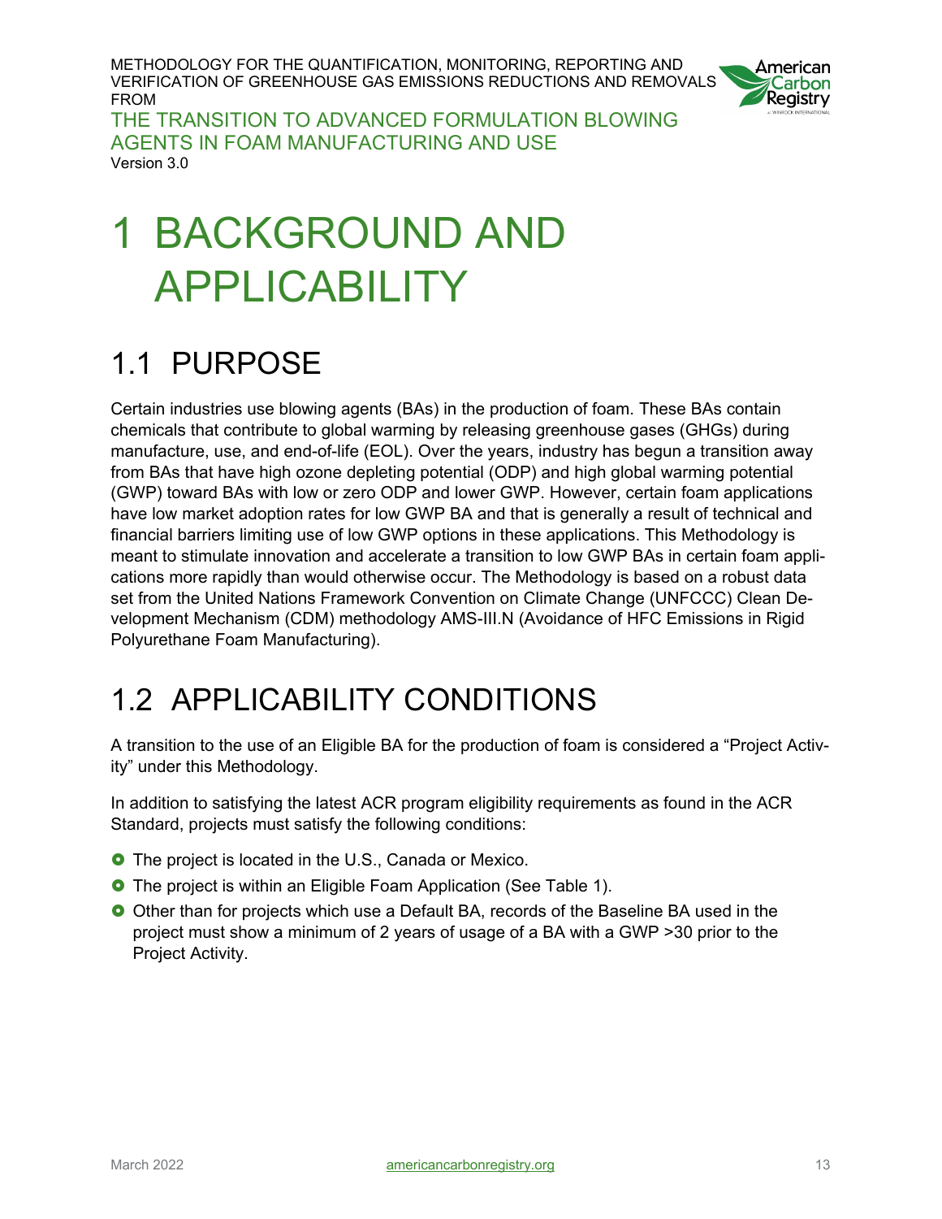# 1 BACKGROUND AND APPLICABILITY

## 1.1 PURPOSE

Certain industries use blowing agents (BAs) in the production of foam. These BAs contain chemicals that contribute to global warming by releasing greenhouse gases (GHGs) during manufacture, use, and end-of-life (EOL). Over the years, industry has begun a transition away from BAs that have high ozone depleting potential (ODP) and high global warming potential (GWP) toward BAs with low or zero ODP and lower GWP. However, certain foam applications have low market adoption rates for low GWP BA and that is generally a result of technical and financial barriers limiting use of low GWP options in these applications. This Methodology is meant to stimulate innovation and accelerate a transition to low GWP BAs in certain foam applications more rapidly than would otherwise occur. The Methodology is based on a robust data set from the United Nations Framework Convention on Climate Change (UNFCCC) Clean Development Mechanism (CDM) methodology AMS-III.N (Avoidance of HFC Emissions in Rigid Polyurethane Foam Manufacturing).

## 1.2 APPLICABILITY CONDITIONS

A transition to the use of an Eligible BA for the production of foam is considered a "Project Activity" under this Methodology.

In addition to satisfying the latest ACR program eligibility requirements as found in the ACR Standard, projects must satisfy the following conditions:

- The project is located in the U.S., Canada or Mexico.
- The project is within an Eligible Foam Application (See Table 1).
- Other than for projects which use a Default BA, records of the Baseline BA used in the project must show a minimum of 2 years of usage of a BA with a GWP >30 prior to the Project Activity.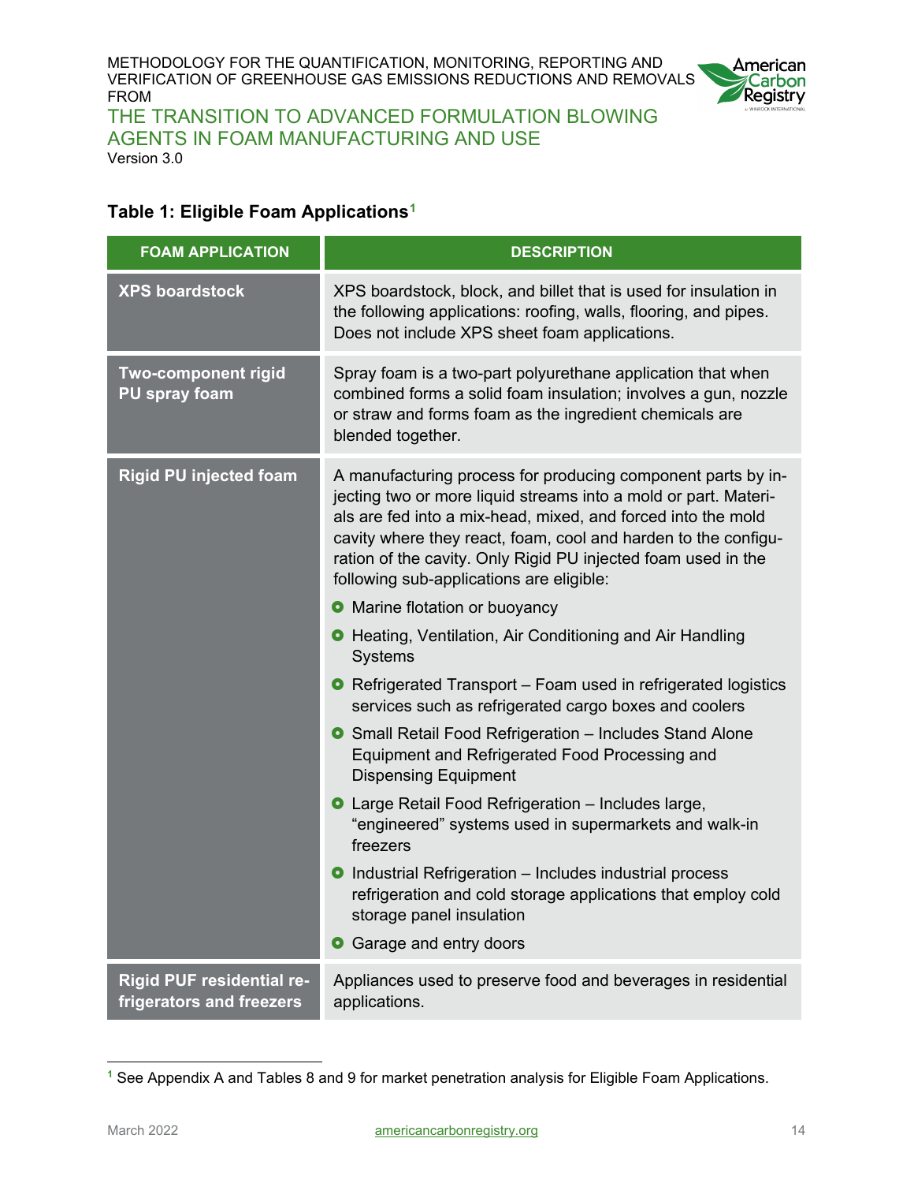### Table 1: Eligible Foam Applications[1]

| FOAM APPLICATION | DESCRIPTION |
|---|---|
| **XPS boardstock** | XPS boardstock, block, and billet that is used for insulation in the following applications: roofing, walls, flooring, and pipes. Does not include XPS sheet foam applications. |
| **Two-component rigid PU spray foam** | Spray foam is a two-part polyurethane application that when combined forms a solid foam insulation; involves a gun, nozzle or straw and forms foam as the ingredient chemicals are blended together. |
| **Rigid PU injected foam** | A manufacturing process for producing component parts by injecting two or more liquid streams into a mold or part. Materials are fed into a mix-head, mixed, and forced into the mold cavity where they react, foam, cool and harden to the configuration of the cavity. Only Rigid PU injected foam used in the following sub-applications are eligible: <br>• Marine flotation or buoyancy <br>• Heating, Ventilation, Air Conditioning and Air Handling Systems <br>• Refrigerated Transport – Foam used in refrigerated logistics services such as refrigerated cargo boxes and coolers <br>• Small Retail Food Refrigeration – Includes Stand Alone Equipment and Refrigerated Food Processing and Dispensing Equipment <br>• Large Retail Food Refrigeration – Includes large, "engineered" systems used in supermarkets and walk-in freezers <br>• Industrial Refrigeration – Includes industrial process refrigeration and cold storage applications that employ cold storage panel insulation <br>• Garage and entry doors |
| **Rigid PUF residential refrigerators and freezers** | Appliances used to preserve food and beverages in residential applications. |

[1] See Appendix A and Tables 8 and 9 for market penetration analysis for Eligible Foam Applications.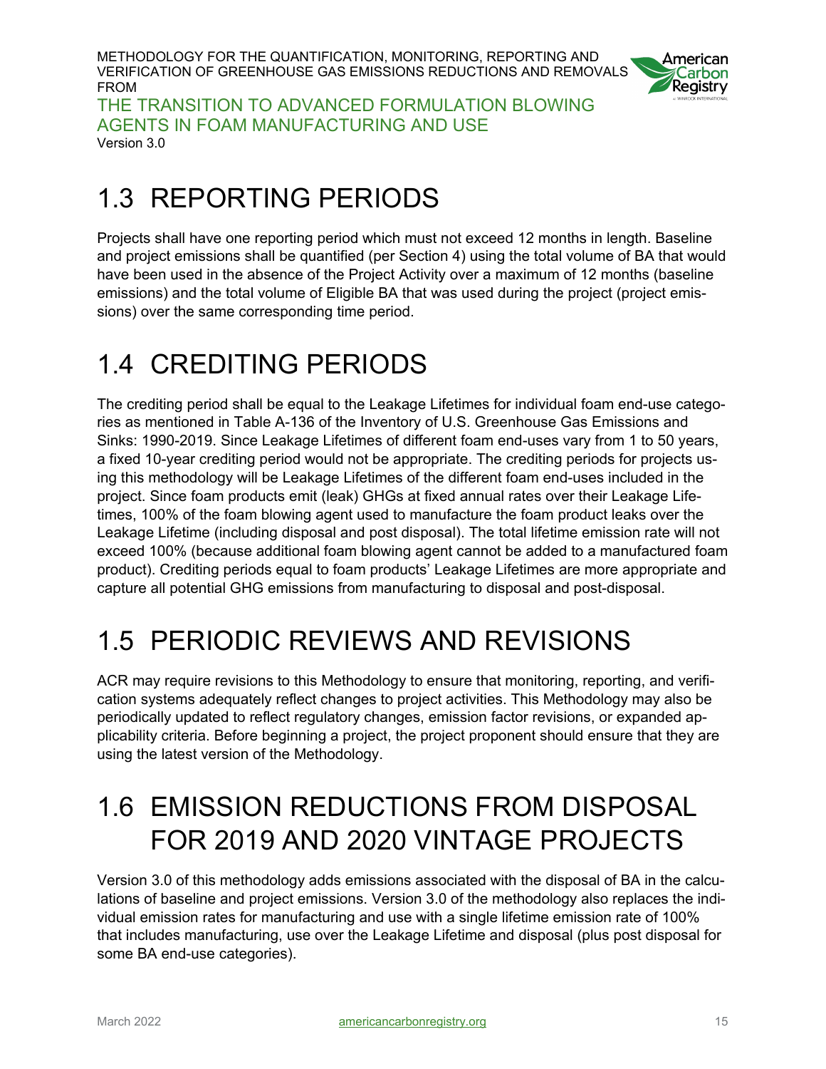## 1.3 REPORTING PERIODS

Projects shall have one reporting period which must not exceed 12 months in length. Baseline and project emissions shall be quantified (per Section 4) using the total volume of BA that would have been used in the absence of the Project Activity over a maximum of 12 months (baseline emissions) and the total volume of Eligible BA that was used during the project (project emissions) over the same corresponding time period.

## 1.4 CREDITING PERIODS

The crediting period shall be equal to the Leakage Lifetimes for individual foam end-use categories as mentioned in Table A-136 of the Inventory of U.S. Greenhouse Gas Emissions and Sinks: 1990-2019. Since Leakage Lifetimes of different foam end-uses vary from 1 to 50 years, a fixed 10-year crediting period would not be appropriate. The crediting periods for projects using this methodology will be Leakage Lifetimes of the different foam end-uses included in the project. Since foam products emit (leak) GHGs at fixed annual rates over their Leakage Lifetimes, 100% of the foam blowing agent used to manufacture the foam product leaks over the Leakage Lifetime (including disposal and post disposal). The total lifetime emission rate will not exceed 100% (because additional foam blowing agent cannot be added to a manufactured foam product). Crediting periods equal to foam products' Leakage Lifetimes are more appropriate and capture all potential GHG emissions from manufacturing to disposal and post-disposal.

## 1.5 PERIODIC REVIEWS AND REVISIONS

ACR may require revisions to this Methodology to ensure that monitoring, reporting, and verification systems adequately reflect changes to project activities. This Methodology may also be periodically updated to reflect regulatory changes, emission factor revisions, or expanded applicability criteria. Before beginning a project, the project proponent should ensure that they are using the latest version of the Methodology.

## 1.6 EMISSION REDUCTIONS FROM DISPOSAL FOR 2019 AND 2020 VINTAGE PROJECTS

Version 3.0 of this methodology adds emissions associated with the disposal of BA in the calculations of baseline and project emissions. Version 3.0 of the methodology also replaces the individual emission rates for manufacturing and use with a single lifetime emission rate of 100% that includes manufacturing, use over the Leakage Lifetime and disposal (plus post disposal for some BA end-use categories).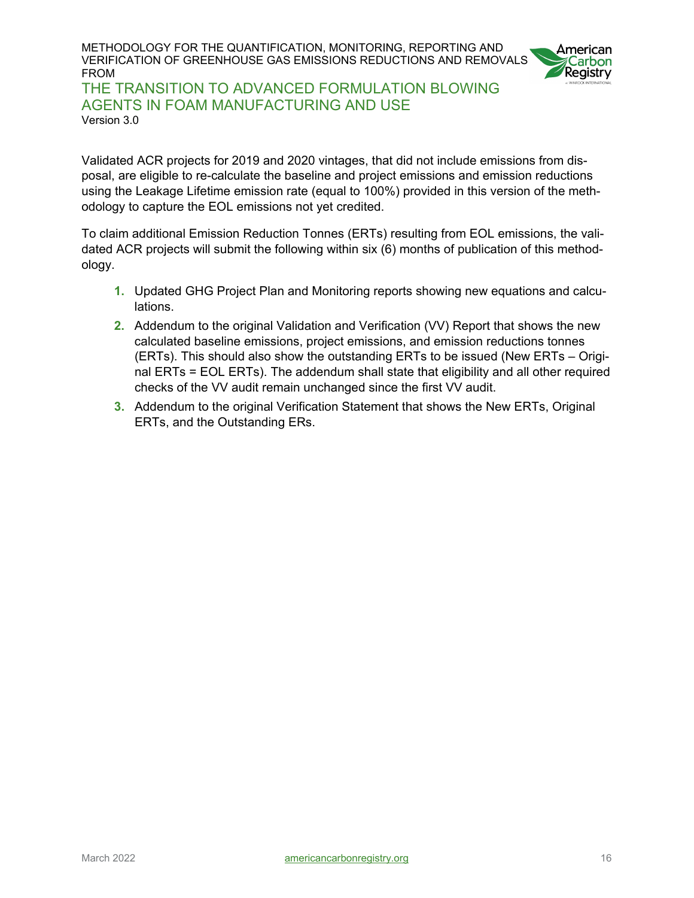Validated ACR projects for 2019 and 2020 vintages, that did not include emissions from disposal, are eligible to re-calculate the baseline and project emissions and emission reductions using the Leakage Lifetime emission rate (equal to 100%) provided in this version of the methodology to capture the EOL emissions not yet credited.

To claim additional Emission Reduction Tonnes (ERTs) resulting from EOL emissions, the validated ACR projects will submit the following within six (6) months of publication of this methodology.

1. Updated GHG Project Plan and Monitoring reports showing new equations and calculations.
2. Addendum to the original Validation and Verification (VV) Report that shows the new calculated baseline emissions, project emissions, and emission reductions tonnes (ERTs). This should also show the outstanding ERTs to be issued (New ERTs – Original ERTs = EOL ERTs). The addendum shall state that eligibility and all other required checks of the VV audit remain unchanged since the first VV audit.
3. Addendum to the original Verification Statement that shows the New ERTs, Original ERTs, and the Outstanding ERs.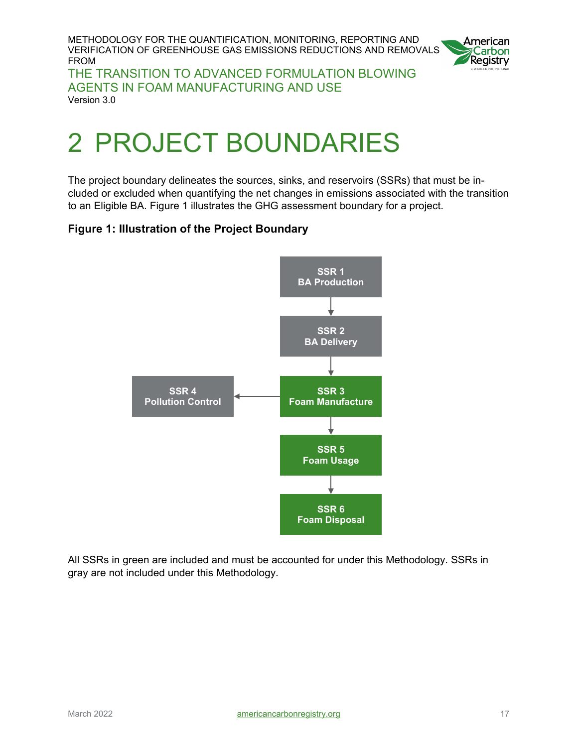// Worked for 5 seconds
# 2 PROJECT BOUNDARIES

The project boundary delineates the sources, sinks, and reservoirs (SSRs) that must be included or excluded when quantifying the net changes in emissions associated with the transition to an Eligible BA. Figure 1 illustrates the GHG assessment boundary for a project.

**Figure 1: Illustration of the Project Boundary**

SSR 1
BA Production

SSR 2
BA Delivery

SSR 3
Foam Manufacture

SSR 4
Pollution Control

SSR 5
Foam Usage

SSR 6
Foam Disposal

All SSRs in green are included and must be accounted for under this Methodology. SSRs in gray are not included under this Methodology.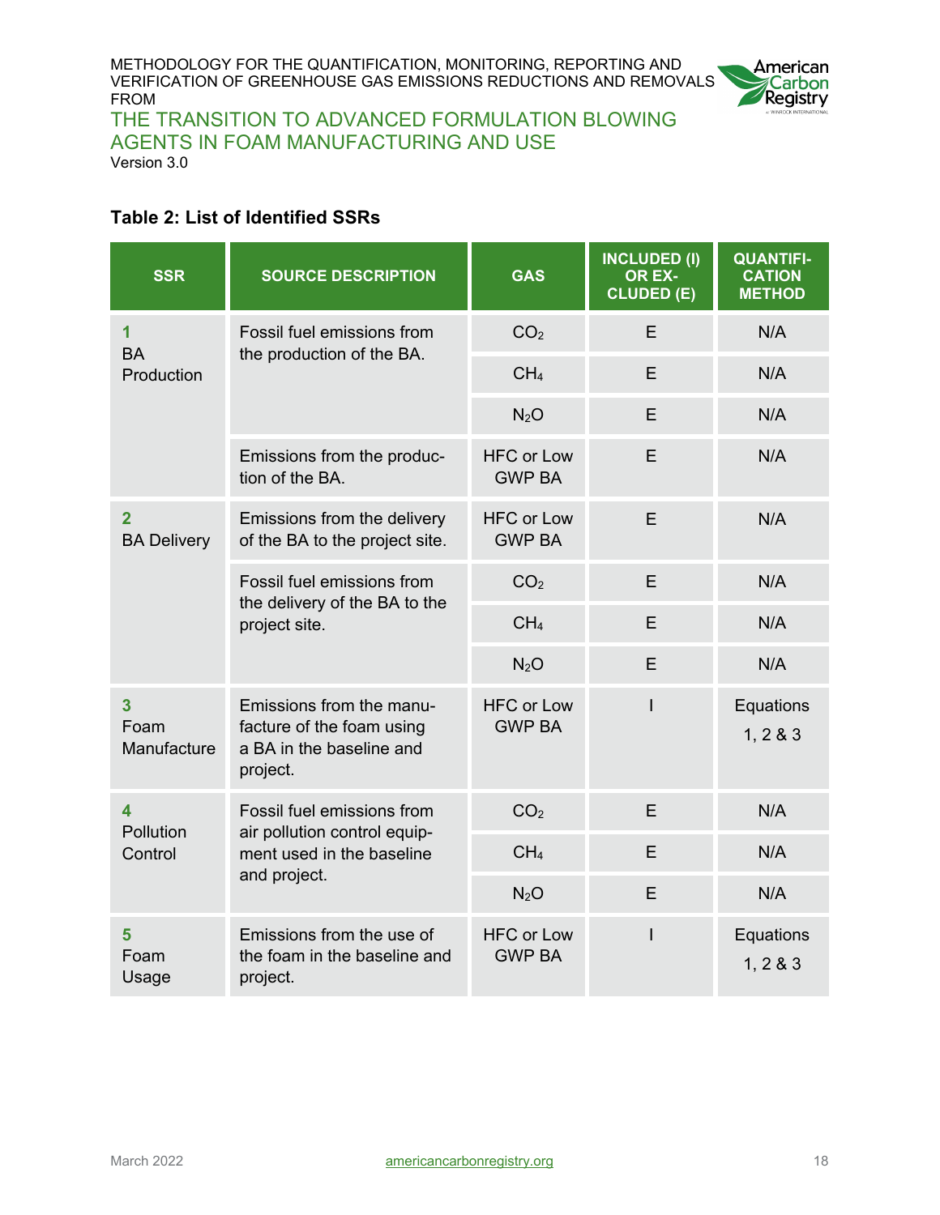### Table 2: List of Identified SSRs

| SSR | SOURCE DESCRIPTION | GAS | INCLUDED (I) OR EXCLUDED (E) | QUANTIFICATION METHOD |
|---|---|---|---|---|
| 1 BA Production | Fossil fuel emissions from the production of the BA. | $CO_2$ | E | N/A |
| | | $CH_4$ | E | N/A |
| | | $N_2O$ | E | N/A |
| | Emissions from the production of the BA. | HFC or Low GWP BA | E | N/A |
| 2 BA Delivery | Emissions from the delivery of the BA to the project site. | HFC or Low GWP BA | E | N/A |
| | Fossil fuel emissions from the delivery of the BA to the project site. | $CO_2$ | E | N/A |
| | | $CH_4$ | E | N/A |
| | | $N_2O$ | E | N/A |
| 3 Foam Manufacture | Emissions from the manufacture of the foam using a BA in the baseline and project. | HFC or Low GWP BA | I | Equations 1, 2 & 3 |
| 4 Pollution Control | Fossil fuel emissions from air pollution control equipment used in the baseline and project. | $CO_2$ | E | N/A |
| | | $CH_4$ | E | N/A |
| | | $N_2O$ | E | N/A |
| 5 Foam Usage | Emissions from the use of the foam in the baseline and project. | HFC or Low GWP BA | I | Equations 1, 2 & 3 |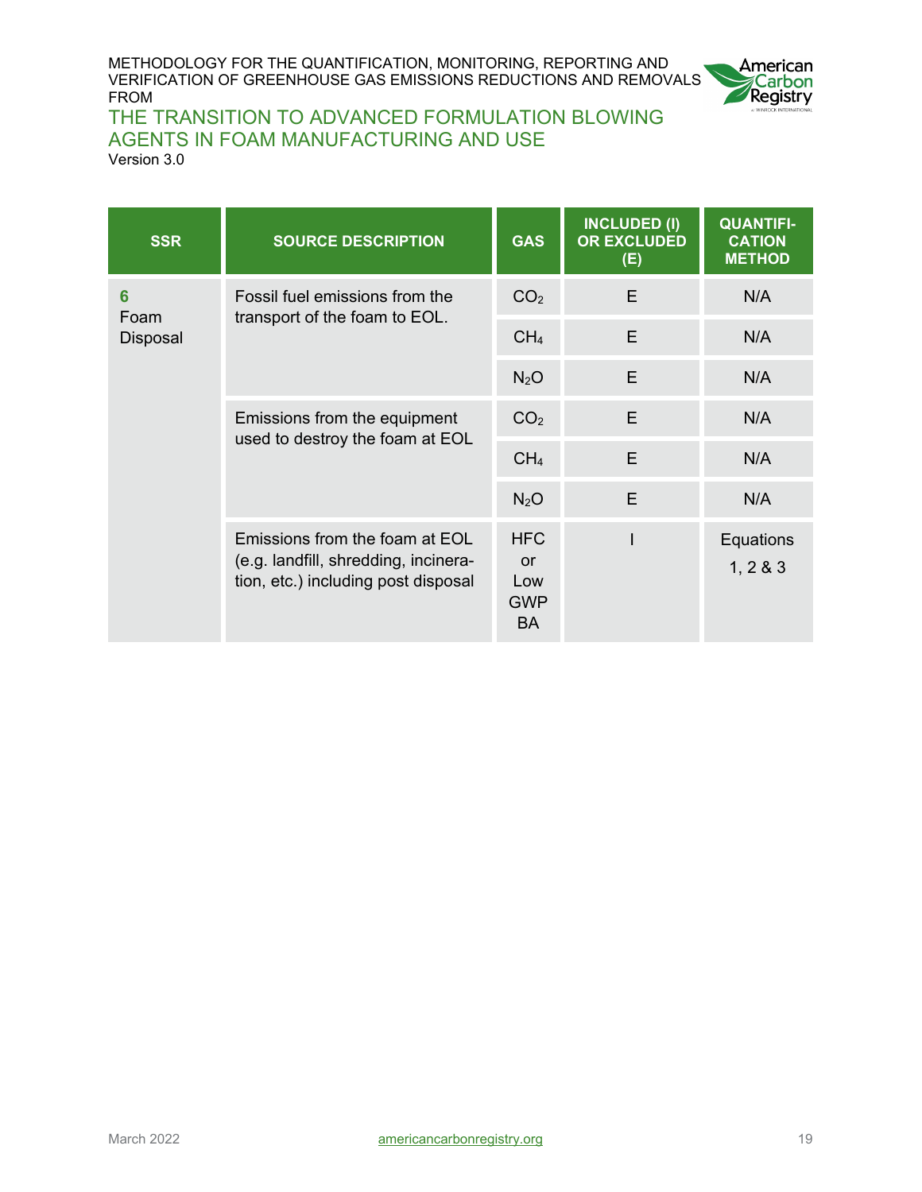| SSR | SOURCE DESCRIPTION | GAS | INCLUDED (I) OR EXCLUDED (E) | QUANTIFI-CATION METHOD |
|---|---|---|---|---|
| **6** Foam Disposal | Fossil fuel emissions from the transport of the foam to EOL. | $CO_2$ | E | N/A |
| | | $CH_4$ | E | N/A |
| | | $N_2O$ | E | N/A |
| | Emissions from the equipment used to destroy the foam at EOL | $CO_2$ | E | N/A |
| | | $CH_4$ | E | N/A |
| | | $N_2O$ | E | N/A |
| | Emissions from the foam at EOL (e.g. landfill, shredding, incineration, etc.) including post disposal | HFC or Low GWP BA | I | Equations 1, 2 & 3 |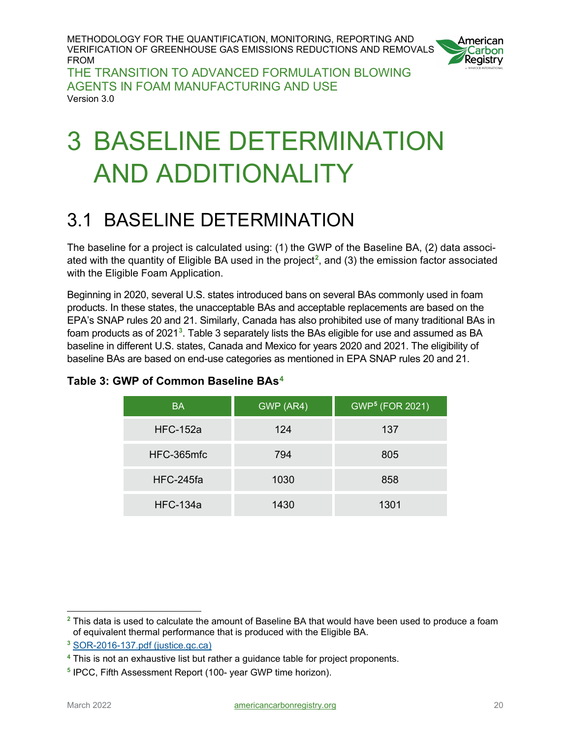// Wrapped output: I'll render the page as specified.
# 3 BASELINE DETERMINATION AND ADDITIONALITY

## 3.1 BASELINE DETERMINATION

The baseline for a project is calculated using: (1) the GWP of the Baseline BA, (2) data associated with the quantity of Eligible BA used in the project[2], and (3) the emission factor associated with the Eligible Foam Application.

Beginning in 2020, several U.S. states introduced bans on several BAs commonly used in foam products. In these states, the unacceptable BAs and acceptable replacements are based on the EPA's SNAP rules 20 and 21. Similarly, Canada has also prohibited use of many traditional BAs in foam products as of 2021[3]. Table 3 separately lists the BAs eligible for use and assumed as BA baseline in different U.S. states, Canada and Mexico for years 2020 and 2021. The eligibility of baseline BAs are based on end-use categories as mentioned in EPA SNAP rules 20 and 21.

**Table 3: GWP of Common Baseline BAs[4]**

| BA | GWP (AR4) | GWP[5] (FOR 2021) |
|---|---|---|
| HFC-152a | 124 | 137 |
| HFC-365mfc | 794 | 805 |
| HFC-245fa | 1030 | 858 |
| HFC-134a | 1430 | 1301 |

---

[2] This data is used to calculate the amount of Baseline BA that would have been used to produce a foam of equivalent thermal performance that is produced with the Eligible BA.

[3] SOR-2016-137.pdf (justice.gc.ca)

[4] This is not an exhaustive list but rather a guidance table for project proponents.

[5] IPCC, Fifth Assessment Report (100- year GWP time horizon).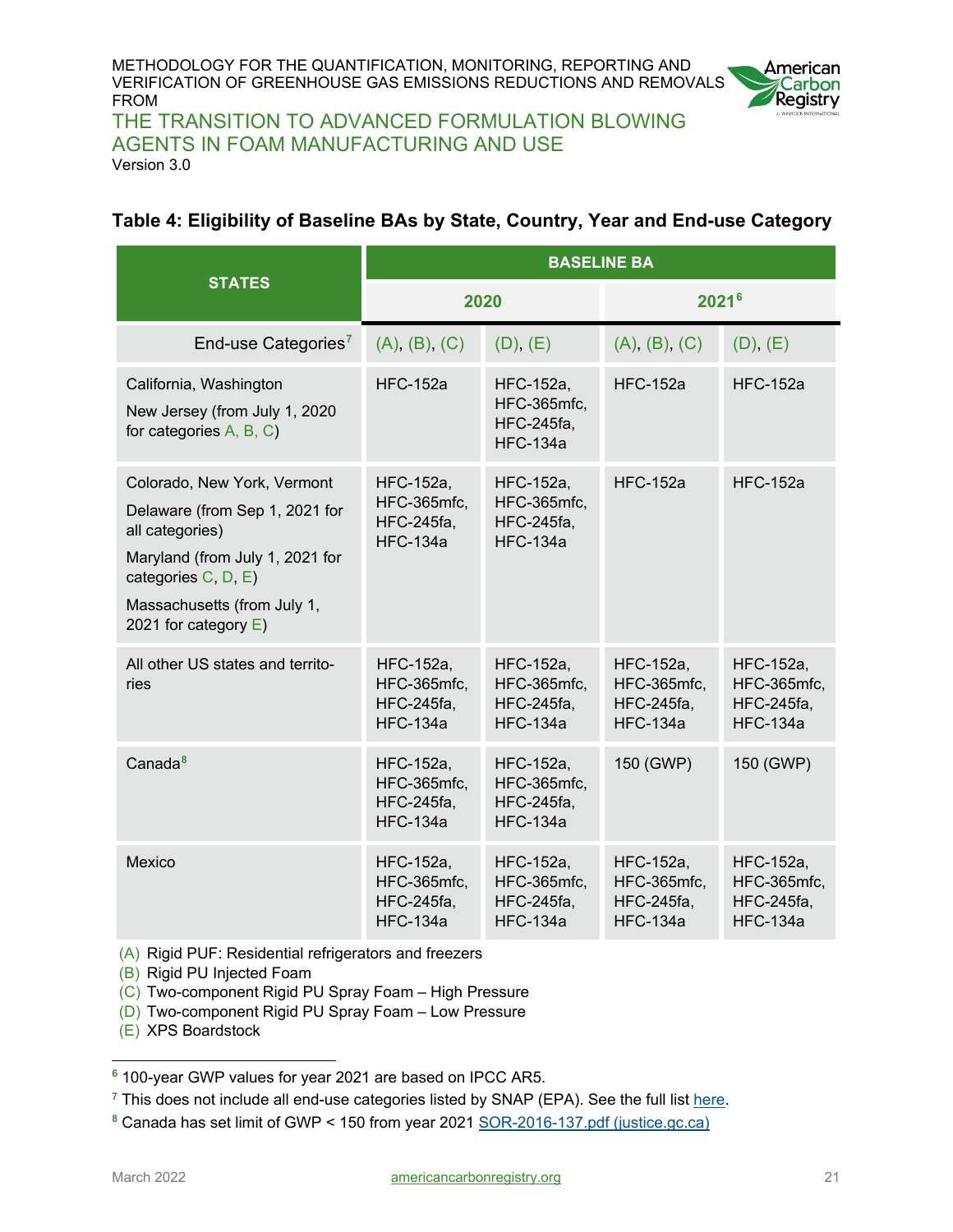### Table 4: Eligibility of Baseline BAs by State, Country, Year and End-use Category

| STATES | BASELINE BA | | | |
|---|---|---|---|---|
| | 2020 | | 2021[6] | |
| End-use Categories[7] | (A), (B), (C) | (D), (E) | (A), (B), (C) | (D), (E) |
| California, Washington<br>New Jersey (from July 1, 2020 for categories A, B, C) | HFC-152a | HFC-152a, HFC-365mfc, HFC-245fa, HFC-134a | HFC-152a | HFC-152a |
| Colorado, New York, Vermont<br>Delaware (from Sep 1, 2021 for all categories)<br>Maryland (from July 1, 2021 for categories C, D, E)<br>Massachusetts (from July 1, 2021 for category E) | HFC-152a, HFC-365mfc, HFC-245fa, HFC-134a | HFC-152a, HFC-365mfc, HFC-245fa, HFC-134a | HFC-152a | HFC-152a |
| All other US states and territories | HFC-152a, HFC-365mfc, HFC-245fa, HFC-134a | HFC-152a, HFC-365mfc, HFC-245fa, HFC-134a | HFC-152a, HFC-365mfc, HFC-245fa, HFC-134a | HFC-152a, HFC-365mfc, HFC-245fa, HFC-134a |
| Canada[8] | HFC-152a, HFC-365mfc, HFC-245fa, HFC-134a | HFC-152a, HFC-365mfc, HFC-245fa, HFC-134a | 150 (GWP) | 150 (GWP) |
| Mexico | HFC-152a, HFC-365mfc, HFC-245fa, HFC-134a | HFC-152a, HFC-365mfc, HFC-245fa, HFC-134a | HFC-152a, HFC-365mfc, HFC-245fa, HFC-134a | HFC-152a, HFC-365mfc, HFC-245fa, HFC-134a |

(A) Rigid PUF: Residential refrigerators and freezers
(B) Rigid PU Injected Foam
(C) Two-component Rigid PU Spray Foam – High Pressure
(D) Two-component Rigid PU Spray Foam – Low Pressure
(E) XPS Boardstock

[6] 100-year GWP values for year 2021 are based on IPCC AR5.

[7] This does not include all end-use categories listed by SNAP (EPA). See the full list here.

[8] Canada has set limit of GWP < 150 from year 2021 SOR-2016-137.pdf (justice.gc.ca)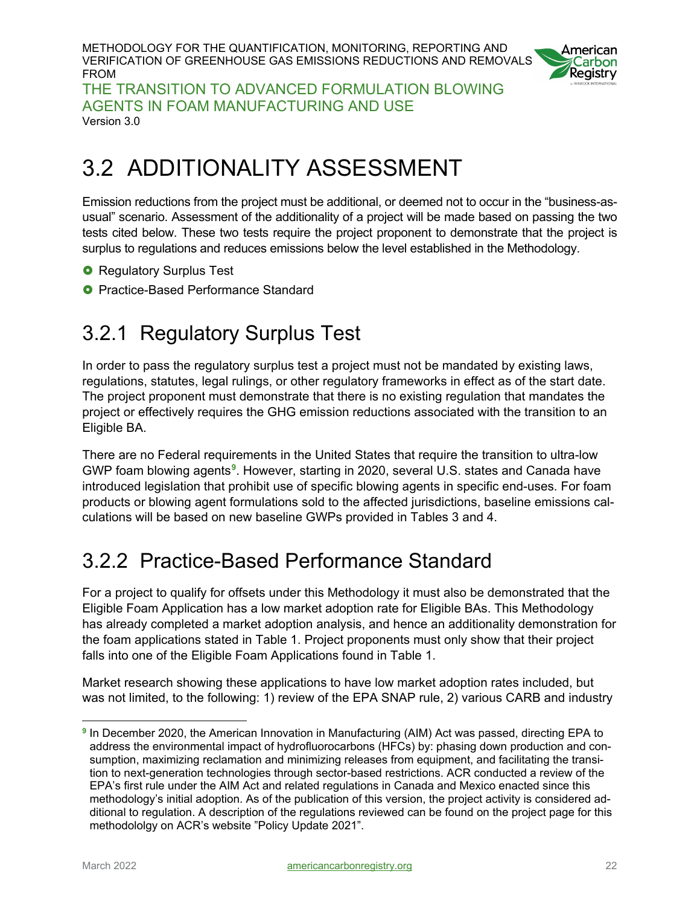# 3.2 ADDITIONALITY ASSESSMENT

Emission reductions from the project must be additional, or deemed not to occur in the "business-as-usual" scenario. Assessment of the additionality of a project will be made based on passing the two tests cited below. These two tests require the project proponent to demonstrate that the project is surplus to regulations and reduces emissions below the level established in the Methodology.

- Regulatory Surplus Test
- Practice-Based Performance Standard

## 3.2.1 Regulatory Surplus Test

In order to pass the regulatory surplus test a project must not be mandated by existing laws, regulations, statutes, legal rulings, or other regulatory frameworks in effect as of the start date. The project proponent must demonstrate that there is no existing regulation that mandates the project or effectively requires the GHG emission reductions associated with the transition to an Eligible BA.

There are no Federal requirements in the United States that require the transition to ultra-low GWP foam blowing agents[9]. However, starting in 2020, several U.S. states and Canada have introduced legislation that prohibit use of specific blowing agents in specific end-uses. For foam products or blowing agent formulations sold to the affected jurisdictions, baseline emissions calculations will be based on new baseline GWPs provided in Tables 3 and 4.

## 3.2.2 Practice-Based Performance Standard

For a project to qualify for offsets under this Methodology it must also be demonstrated that the Eligible Foam Application has a low market adoption rate for Eligible BAs. This Methodology has already completed a market adoption analysis, and hence an additionality demonstration for the foam applications stated in Table 1. Project proponents must only show that their project falls into one of the Eligible Foam Applications found in Table 1.

Market research showing these applications to have low market adoption rates included, but was not limited, to the following: 1) review of the EPA SNAP rule, 2) various CARB and industry

[9] In December 2020, the American Innovation in Manufacturing (AIM) Act was passed, directing EPA to address the environmental impact of hydrofluorocarbons (HFCs) by: phasing down production and consumption, maximizing reclamation and minimizing releases from equipment, and facilitating the transition to next-generation technologies through sector-based restrictions. ACR conducted a review of the EPA's first rule under the AIM Act and related regulations in Canada and Mexico enacted since this methodology's initial adoption. As of the publication of this version, the project activity is considered additional to regulation. A description of the regulations reviewed can be found on the project page for this methodololgy on ACR's website "Policy Update 2021".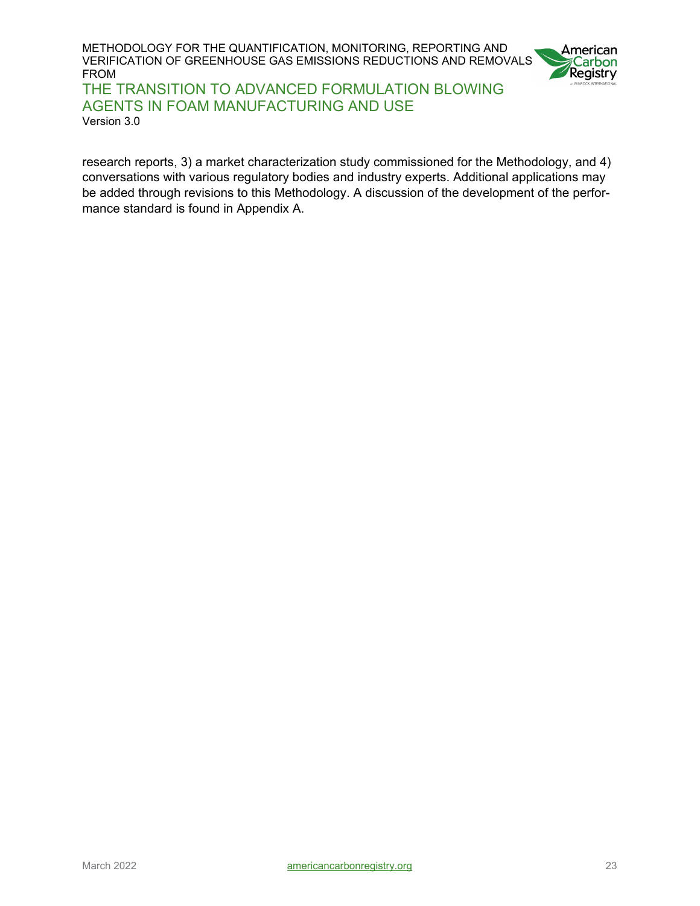research reports, 3) a market characterization study commissioned for the Methodology, and 4) conversations with various regulatory bodies and industry experts. Additional applications may be added through revisions to this Methodology. A discussion of the development of the performance standard is found in Appendix A.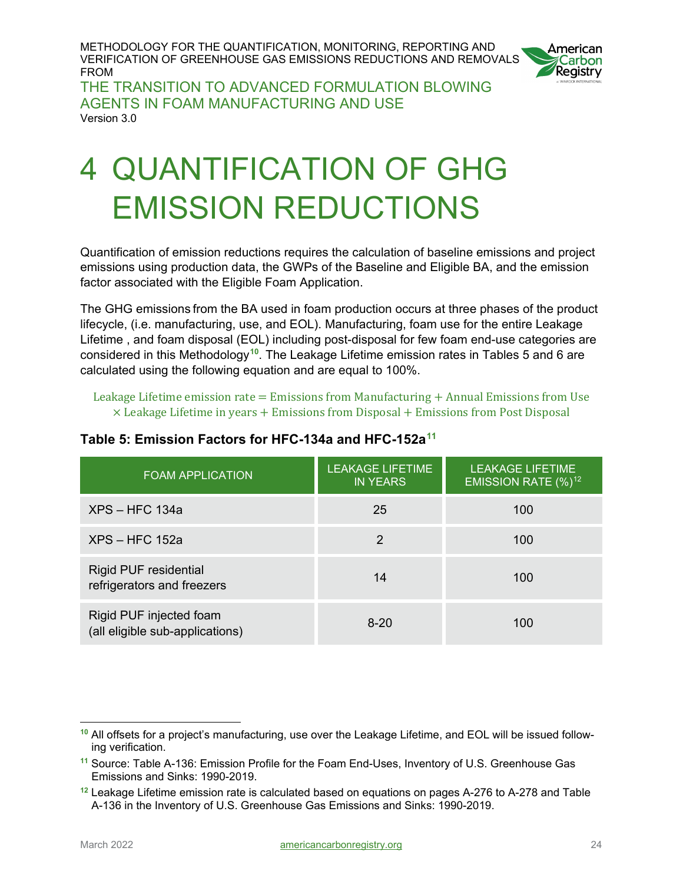# 4 QUANTIFICATION OF GHG EMISSION REDUCTIONS

Quantification of emission reductions requires the calculation of baseline emissions and project emissions using production data, the GWPs of the Baseline and Eligible BA, and the emission factor associated with the Eligible Foam Application.

The GHG emissions from the BA used in foam production occurs at three phases of the product lifecycle, (i.e. manufacturing, use, and EOL). Manufacturing, foam use for the entire Leakage Lifetime , and foam disposal (EOL) including post-disposal for few foam end-use categories are considered in this Methodology[10]. The Leakage Lifetime emission rates in Tables 5 and 6 are calculated using the following equation and are equal to 100%.

$$\text{Leakage Lifetime emission rate} = \text{Emissions from Manufacturing} + \text{Annual Emissions from Use} \times \text{Leakage Lifetime in years} + \text{Emissions from Disposal} + \text{Emissions from Post Disposal}$$

**Table 5: Emission Factors for HFC-134a and HFC-152a[11]**

| FOAM APPLICATION | LEAKAGE LIFETIME IN YEARS | LEAKAGE LIFETIME EMISSION RATE (%)[12] |
|---|---|---|
| XPS – HFC 134a | 25 | 100 |
| XPS – HFC 152a | 2 | 100 |
| Rigid PUF residential refrigerators and freezers | 14 | 100 |
| Rigid PUF injected foam (all eligible sub-applications) | 8-20 | 100 |

[10] All offsets for a project's manufacturing, use over the Leakage Lifetime, and EOL will be issued following verification.

[11] Source: Table A-136: Emission Profile for the Foam End-Uses, Inventory of U.S. Greenhouse Gas Emissions and Sinks: 1990-2019.

[12] Leakage Lifetime emission rate is calculated based on equations on pages A-276 to A-278 and Table A-136 in the Inventory of U.S. Greenhouse Gas Emissions and Sinks: 1990-2019.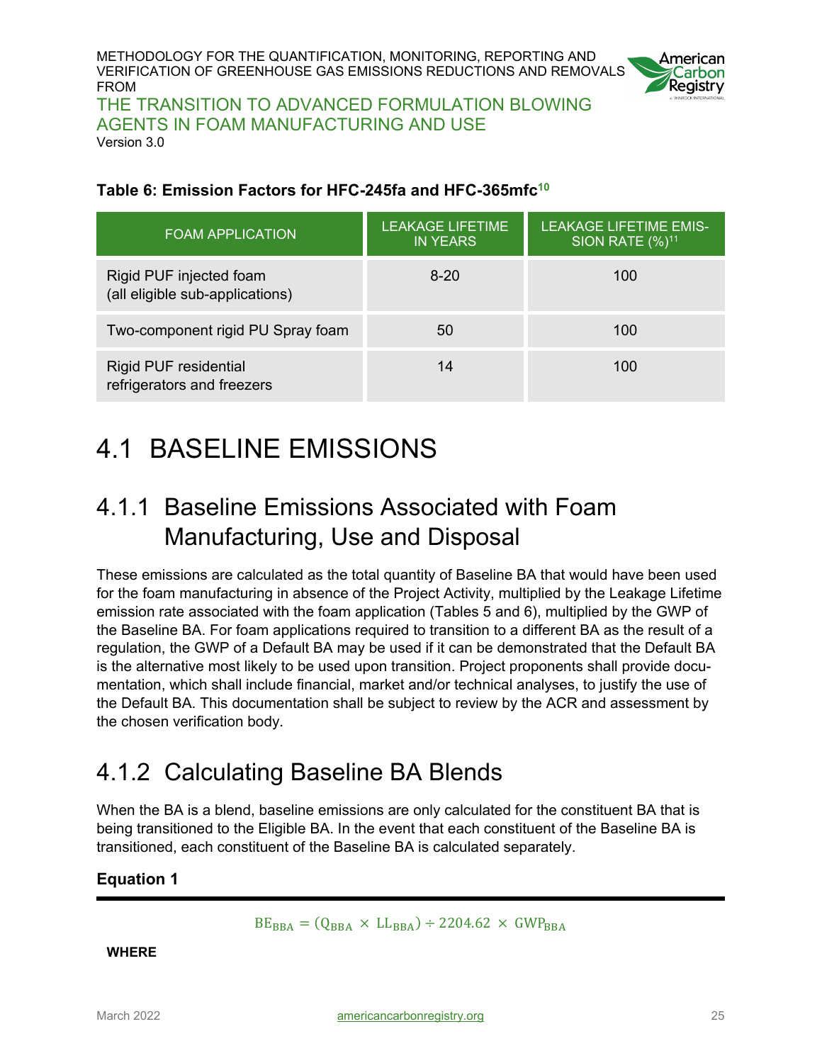**Table 6: Emission Factors for HFC-245fa and HFC-365mfc[10]**

| FOAM APPLICATION | LEAKAGE LIFETIME IN YEARS | LEAKAGE LIFETIME EMISSION RATE (%)[11] |
|---|---|---|
| Rigid PUF injected foam (all eligible sub-applications) | 8-20 | 100 |
| Two-component rigid PU Spray foam | 50 | 100 |
| Rigid PUF residential refrigerators and freezers | 14 | 100 |

# 4.1 BASELINE EMISSIONS

## 4.1.1 Baseline Emissions Associated with Foam Manufacturing, Use and Disposal

These emissions are calculated as the total quantity of Baseline BA that would have been used for the foam manufacturing in absence of the Project Activity, multiplied by the Leakage Lifetime emission rate associated with the foam application (Tables 5 and 6), multiplied by the GWP of the Baseline BA. For foam applications required to transition to a different BA as the result of a regulation, the GWP of a Default BA may be used if it can be demonstrated that the Default BA is the alternative most likely to be used upon transition. Project proponents shall provide documentation, which shall include financial, market and/or technical analyses, to justify the use of the Default BA. This documentation shall be subject to review by the ACR and assessment by the chosen verification body.

## 4.1.2 Calculating Baseline BA Blends

When the BA is a blend, baseline emissions are only calculated for the constituent BA that is being transitioned to the Eligible BA. In the event that each constituent of the Baseline BA is transitioned, each constituent of the Baseline BA is calculated separately.

**Equation 1**

$$BE_{BBA} = (Q_{BBA} \times LL_{BBA}) \div 2204.62 \times GWP_{BBA}$$

**WHERE**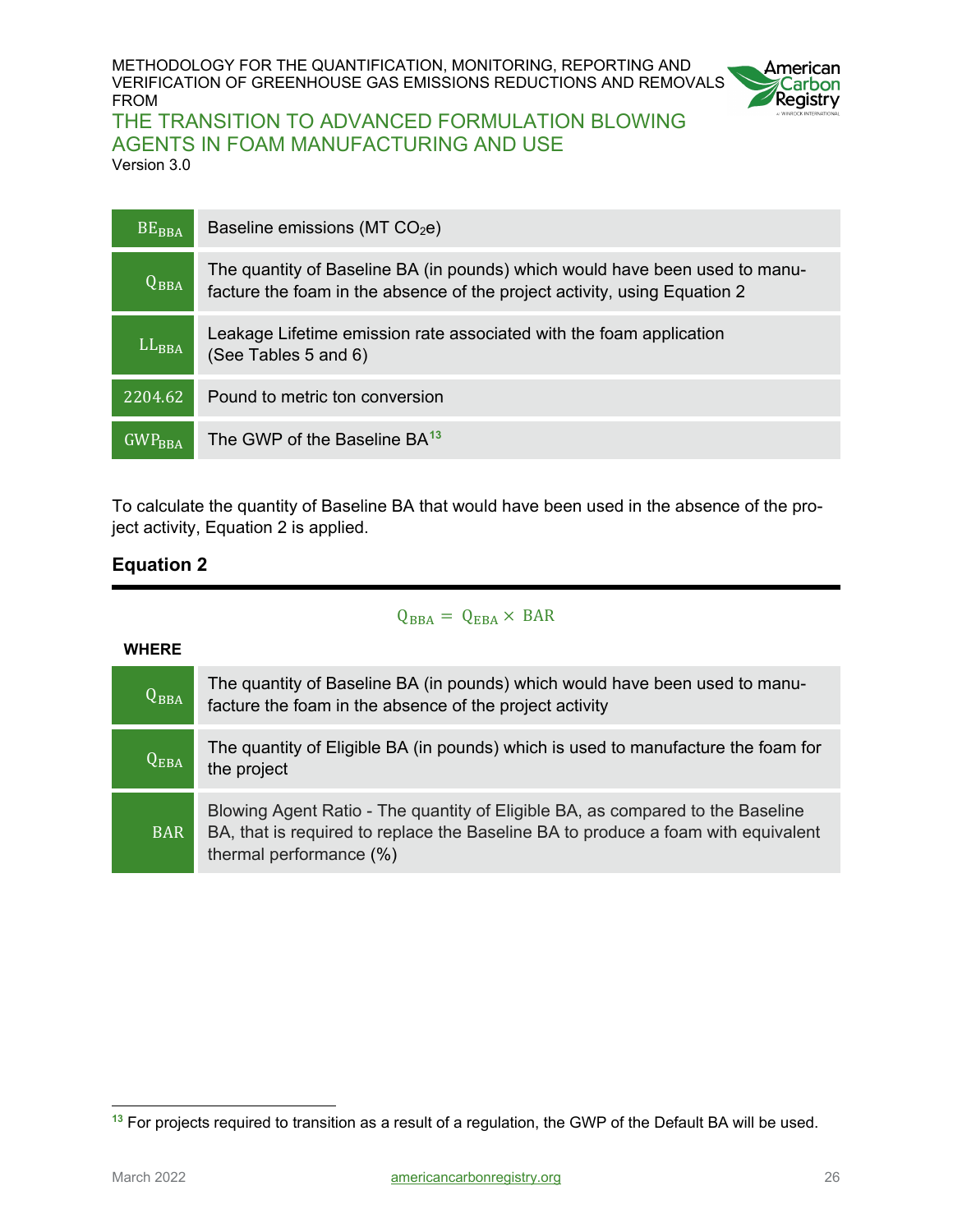| | |
|---|---|
| $BE_{BBA}$ | Baseline emissions (MT $CO_2e$) |
| $Q_{BBA}$ | The quantity of Baseline BA (in pounds) which would have been used to manufacture the foam in the absence of the project activity, using Equation 2 |
| $LL_{BBA}$ | Leakage Lifetime emission rate associated with the foam application (See Tables 5 and 6) |
| 2204.62 | Pound to metric ton conversion |
| $GWP_{BBA}$ | The GWP of the Baseline BA[13] |

To calculate the quantity of Baseline BA that would have been used in the absence of the project activity, Equation 2 is applied.

### Equation 2

$$Q_{BBA} = Q_{EBA} \times BAR$$

**WHERE**

| | |
|---|---|
| $Q_{BBA}$ | The quantity of Baseline BA (in pounds) which would have been used to manufacture the foam in the absence of the project activity |
| $Q_{EBA}$ | The quantity of Eligible BA (in pounds) which is used to manufacture the foam for the project |
| $BAR$ | Blowing Agent Ratio - The quantity of Eligible BA, as compared to the Baseline BA, that is required to replace the Baseline BA to produce a foam with equivalent thermal performance (%) |

[13] For projects required to transition as a result of a regulation, the GWP of the Default BA will be used.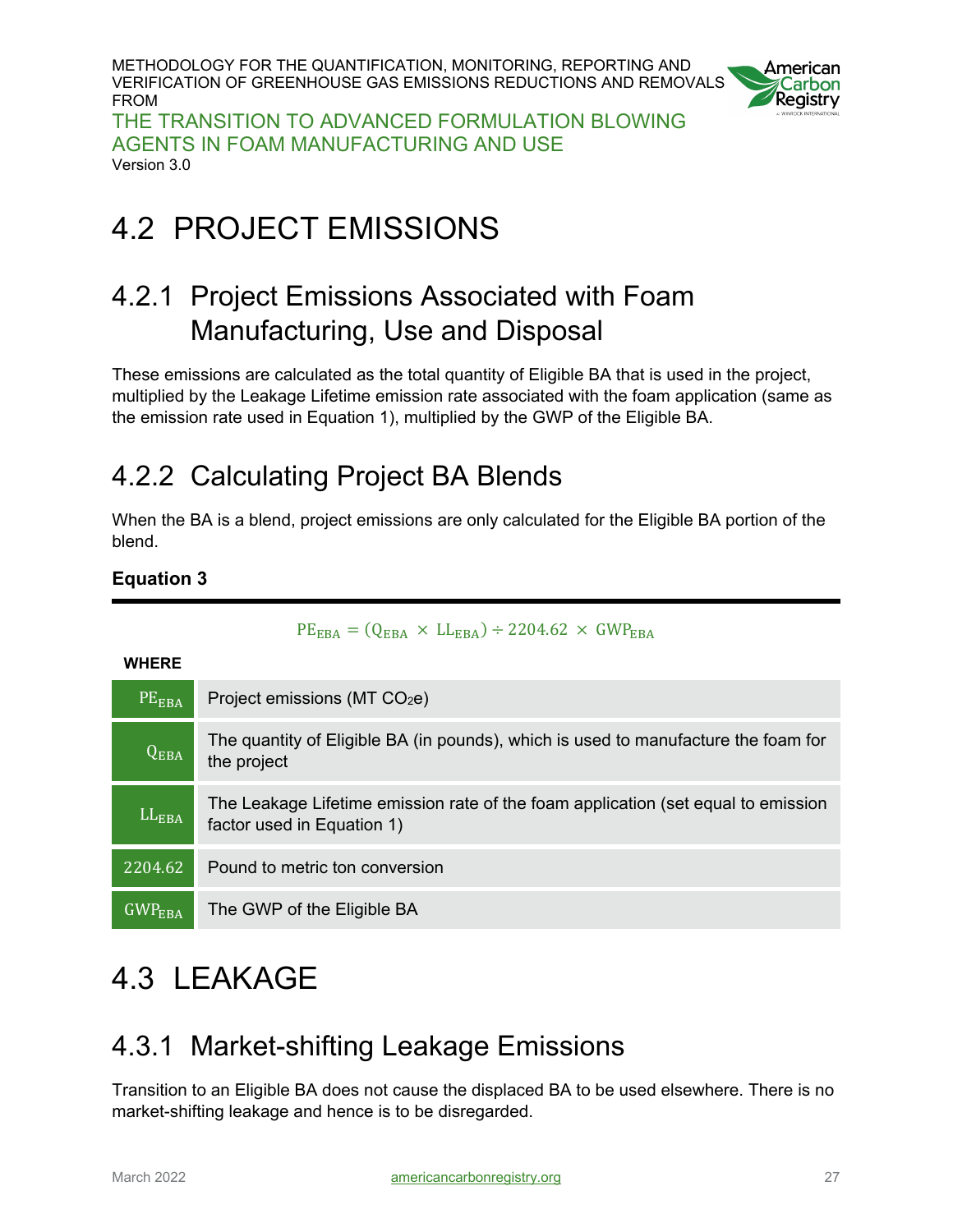# 4.2 PROJECT EMISSIONS

## 4.2.1 Project Emissions Associated with Foam Manufacturing, Use and Disposal

These emissions are calculated as the total quantity of Eligible BA that is used in the project, multiplied by the Leakage Lifetime emission rate associated with the foam application (same as the emission rate used in Equation 1), multiplied by the GWP of the Eligible BA.

## 4.2.2 Calculating Project BA Blends

When the BA is a blend, project emissions are only calculated for the Eligible BA portion of the blend.

**Equation 3**

$$PE_{EBA} = (Q_{EBA} \times LL_{EBA}) \div 2204.62 \times GWP_{EBA}$$

**WHERE**

| | |
|---|---|
| $PE_{EBA}$ | Project emissions (MT $CO_2$e) |
| $Q_{EBA}$ | The quantity of Eligible BA (in pounds), which is used to manufacture the foam for the project |
| $LL_{EBA}$ | The Leakage Lifetime emission rate of the foam application (set equal to emission factor used in Equation 1) |
| $2204.62$ | Pound to metric ton conversion |
| $GWP_{EBA}$ | The GWP of the Eligible BA |

# 4.3 LEAKAGE

## 4.3.1 Market-shifting Leakage Emissions

Transition to an Eligible BA does not cause the displaced BA to be used elsewhere. There is no market-shifting leakage and hence is to be disregarded.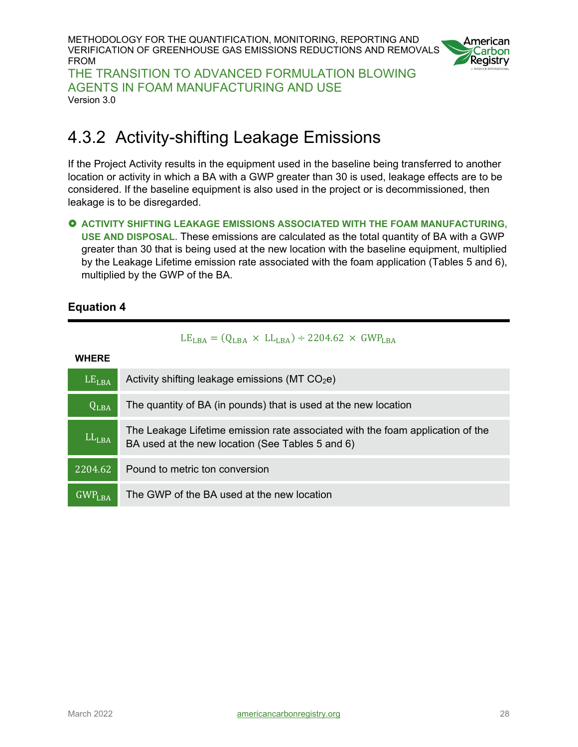## 4.3.2 Activity-shifting Leakage Emissions

If the Project Activity results in the equipment used in the baseline being transferred to another location or activity in which a BA with a GWP greater than 30 is used, leakage effects are to be considered. If the baseline equipment is also used in the project or is decommissioned, then leakage is to be disregarded.

- **ACTIVITY SHIFTING LEAKAGE EMISSIONS ASSOCIATED WITH THE FOAM MANUFACTURING, USE AND DISPOSAL.** These emissions are calculated as the total quantity of BA with a GWP greater than 30 that is being used at the new location with the baseline equipment, multiplied by the Leakage Lifetime emission rate associated with the foam application (Tables 5 and 6), multiplied by the GWP of the BA.

**Equation 4**

$$LE_{LBA} = (Q_{LBA} \times LL_{LBA}) \div 2204.62 \times GWP_{LBA}$$

**WHERE**

| | |
|---|---|
| $LE_{LBA}$ | Activity shifting leakage emissions (MT $CO_2$e) |
| $Q_{LBA}$ | The quantity of BA (in pounds) that is used at the new location |
| $LL_{LBA}$ | The Leakage Lifetime emission rate associated with the foam application of the BA used at the new location (See Tables 5 and 6) |
| 2204.62 | Pound to metric ton conversion |
| $GWP_{LBA}$ | The GWP of the BA used at the new location |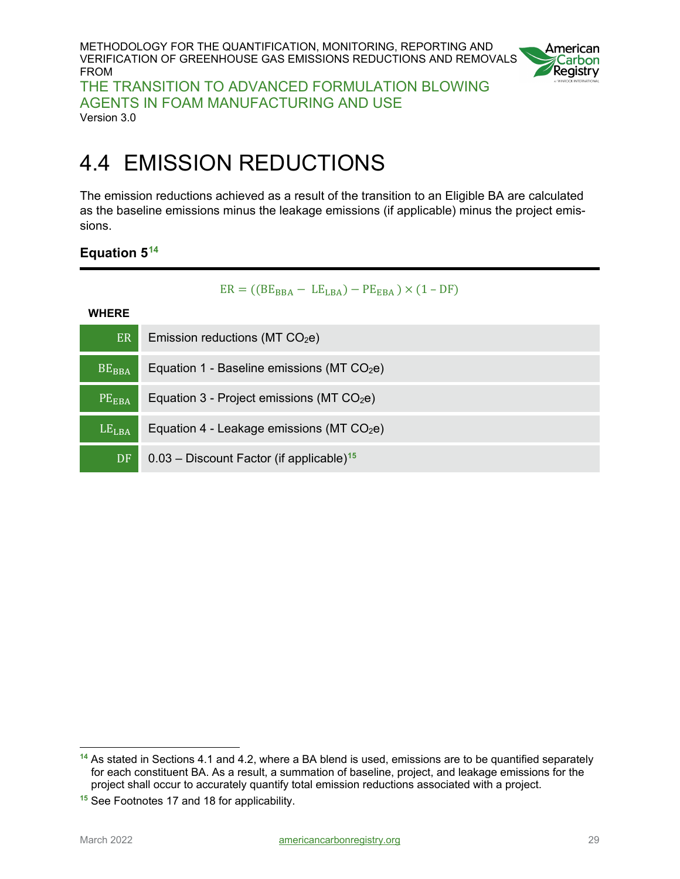# 4.4 EMISSION REDUCTIONS

The emission reductions achieved as a result of the transition to an Eligible BA are calculated as the baseline emissions minus the leakage emissions (if applicable) minus the project emissions.

### Equation 5[14]

$$ER = ((BE_{BBA} - LE_{LBA}) - PE_{EBA}) \times (1 - DF)$$

**WHERE**

| | |
|---|---|
| $ER$ | Emission reductions (MT $CO_2$e) |
| $BE_{BBA}$ | Equation 1 - Baseline emissions (MT $CO_2$e) |
| $PE_{EBA}$ | Equation 3 - Project emissions (MT $CO_2$e) |
| $LE_{LBA}$ | Equation 4 - Leakage emissions (MT $CO_2$e) |
| $DF$ | 0.03 – Discount Factor (if applicable)[15] |

[14] As stated in Sections 4.1 and 4.2, where a BA blend is used, emissions are to be quantified separately for each constituent BA. As a result, a summation of baseline, project, and leakage emissions for the project shall occur to accurately quantify total emission reductions associated with a project.

[15] See Footnotes 17 and 18 for applicability.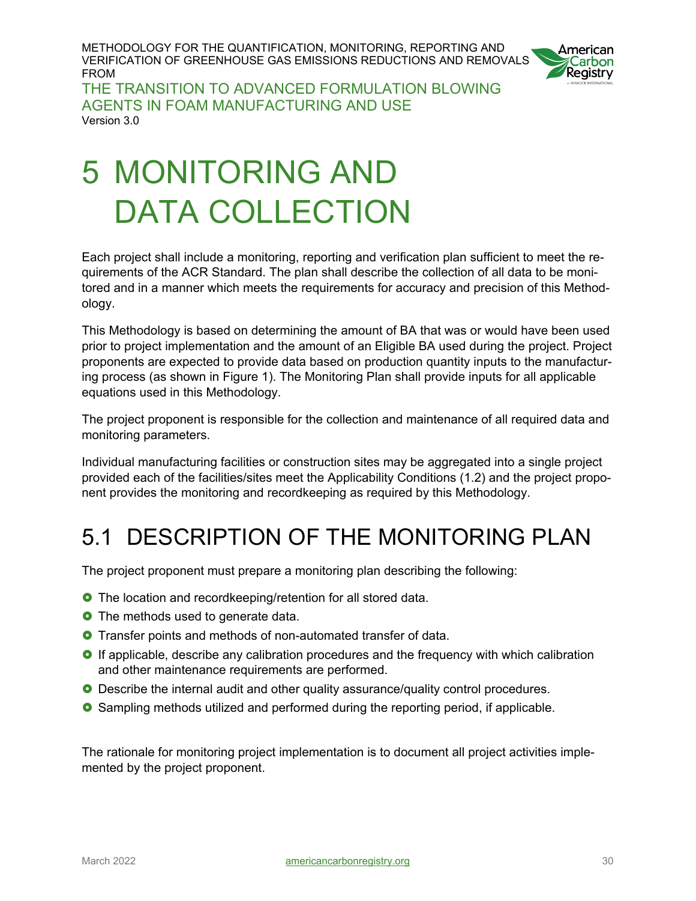# 5 MONITORING AND DATA COLLECTION

Each project shall include a monitoring, reporting and verification plan sufficient to meet the requirements of the ACR Standard. The plan shall describe the collection of all data to be monitored and in a manner which meets the requirements for accuracy and precision of this Methodology.

This Methodology is based on determining the amount of BA that was or would have been used prior to project implementation and the amount of an Eligible BA used during the project. Project proponents are expected to provide data based on production quantity inputs to the manufacturing process (as shown in Figure 1). The Monitoring Plan shall provide inputs for all applicable equations used in this Methodology.

The project proponent is responsible for the collection and maintenance of all required data and monitoring parameters.

Individual manufacturing facilities or construction sites may be aggregated into a single project provided each of the facilities/sites meet the Applicability Conditions (1.2) and the project proponent provides the monitoring and recordkeeping as required by this Methodology.

## 5.1 DESCRIPTION OF THE MONITORING PLAN

The project proponent must prepare a monitoring plan describing the following:

- The location and recordkeeping/retention for all stored data.
- The methods used to generate data.
- Transfer points and methods of non-automated transfer of data.
- If applicable, describe any calibration procedures and the frequency with which calibration and other maintenance requirements are performed.
- Describe the internal audit and other quality assurance/quality control procedures.
- Sampling methods utilized and performed during the reporting period, if applicable.

The rationale for monitoring project implementation is to document all project activities implemented by the project proponent.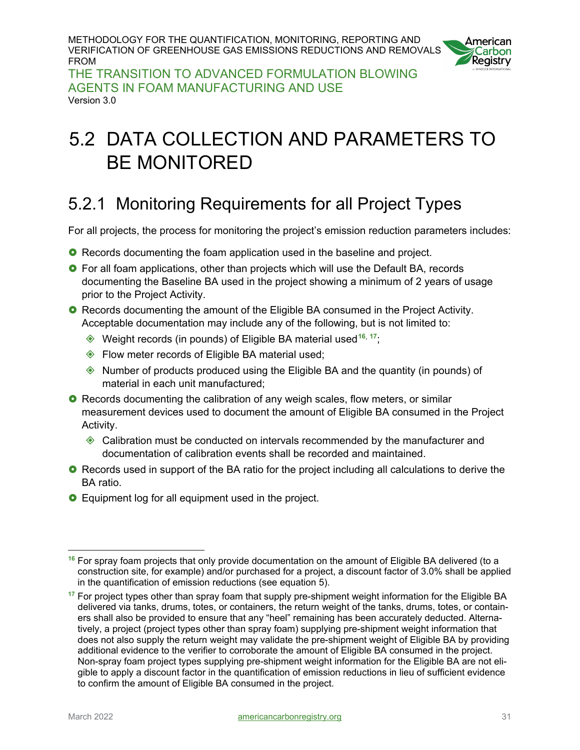# 5.2 DATA COLLECTION AND PARAMETERS TO BE MONITORED

## 5.2.1 Monitoring Requirements for all Project Types

For all projects, the process for monitoring the project's emission reduction parameters includes:

- Records documenting the foam application used in the baseline and project.
- For all foam applications, other than projects which will use the Default BA, records documenting the Baseline BA used in the project showing a minimum of 2 years of usage prior to the Project Activity.
- Records documenting the amount of the Eligible BA consumed in the Project Activity. Acceptable documentation may include any of the following, but is not limited to:
  - Weight records (in pounds) of Eligible BA material used[16, 17];
  - Flow meter records of Eligible BA material used;
  - Number of products produced using the Eligible BA and the quantity (in pounds) of material in each unit manufactured;
- Records documenting the calibration of any weigh scales, flow meters, or similar measurement devices used to document the amount of Eligible BA consumed in the Project Activity.
  - Calibration must be conducted on intervals recommended by the manufacturer and documentation of calibration events shall be recorded and maintained.
- Records used in support of the BA ratio for the project including all calculations to derive the BA ratio.
- Equipment log for all equipment used in the project.

---

[16] For spray foam projects that only provide documentation on the amount of Eligible BA delivered (to a construction site, for example) and/or purchased for a project, a discount factor of 3.0% shall be applied in the quantification of emission reductions (see equation 5).

[17] For project types other than spray foam that supply pre-shipment weight information for the Eligible BA delivered via tanks, drums, totes, or containers, the return weight of the tanks, drums, totes, or containers shall also be provided to ensure that any "heel" remaining has been accurately deducted. Alternatively, a project (project types other than spray foam) supplying pre-shipment weight information that does not also supply the return weight may validate the pre-shipment weight of Eligible BA by providing additional evidence to the verifier to corroborate the amount of Eligible BA consumed in the project. Non-spray foam project types supplying pre-shipment weight information for the Eligible BA are not eligible to apply a discount factor in the quantification of emission reductions in lieu of sufficient evidence to confirm the amount of Eligible BA consumed in the project.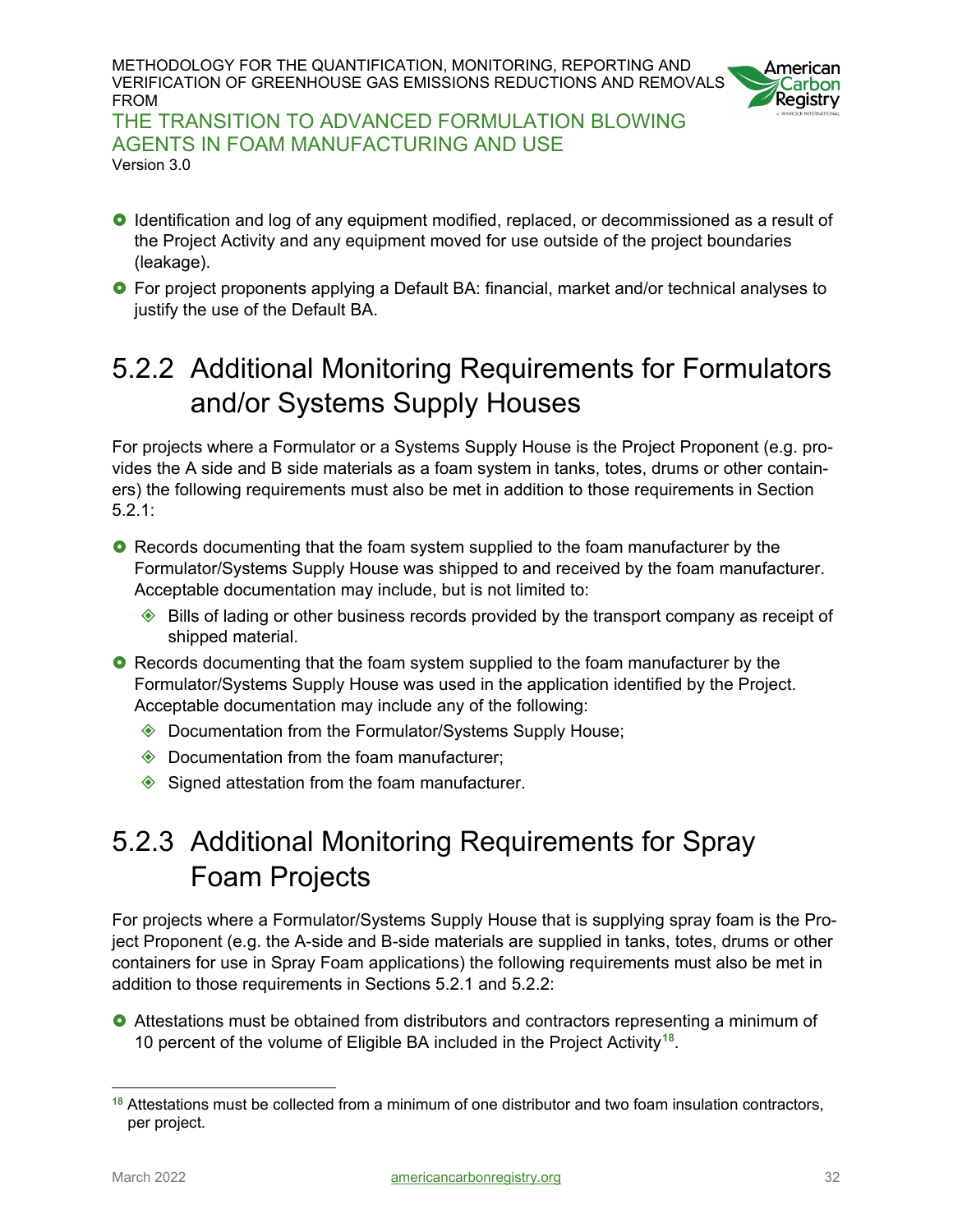- Identification and log of any equipment modified, replaced, or decommissioned as a result of the Project Activity and any equipment moved for use outside of the project boundaries (leakage).
- For project proponents applying a Default BA: financial, market and/or technical analyses to justify the use of the Default BA.

### 5.2.2 Additional Monitoring Requirements for Formulators and/or Systems Supply Houses

For projects where a Formulator or a Systems Supply House is the Project Proponent (e.g. provides the A side and B side materials as a foam system in tanks, totes, drums or other containers) the following requirements must also be met in addition to those requirements in Section 5.2.1:

- Records documenting that the foam system supplied to the foam manufacturer by the Formulator/Systems Supply House was shipped to and received by the foam manufacturer. Acceptable documentation may include, but is not limited to:
  - Bills of lading or other business records provided by the transport company as receipt of shipped material.
- Records documenting that the foam system supplied to the foam manufacturer by the Formulator/Systems Supply House was used in the application identified by the Project. Acceptable documentation may include any of the following:
  - Documentation from the Formulator/Systems Supply House;
  - Documentation from the foam manufacturer;
  - Signed attestation from the foam manufacturer.

### 5.2.3 Additional Monitoring Requirements for Spray Foam Projects

For projects where a Formulator/Systems Supply House that is supplying spray foam is the Project Proponent (e.g. the A-side and B-side materials are supplied in tanks, totes, drums or other containers for use in Spray Foam applications) the following requirements must also be met in addition to those requirements in Sections 5.2.1 and 5.2.2:

- Attestations must be obtained from distributors and contractors representing a minimum of 10 percent of the volume of Eligible BA included in the Project Activity[18].

[18] Attestations must be collected from a minimum of one distributor and two foam insulation contractors, per project.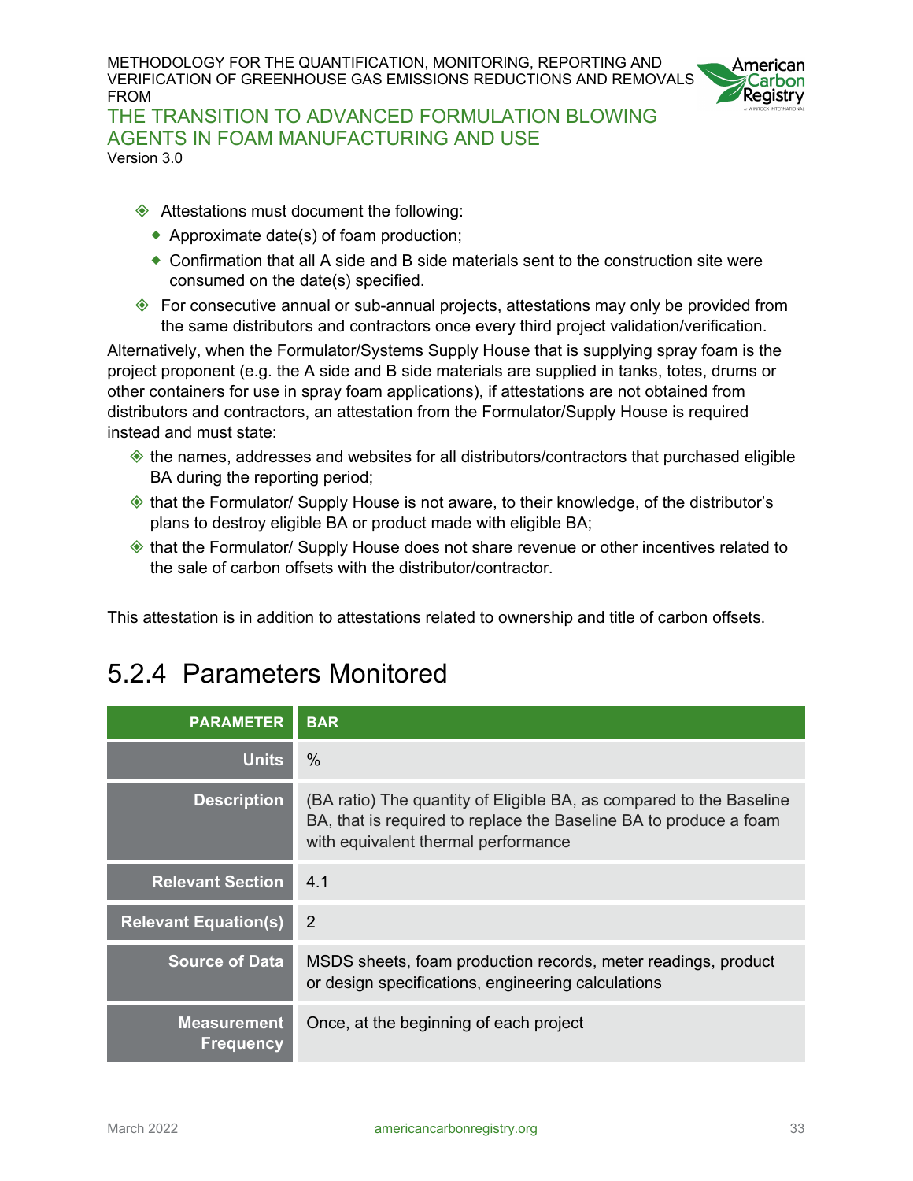- Attestations must document the following:
  - Approximate date(s) of foam production;
  - Confirmation that all A side and B side materials sent to the construction site were consumed on the date(s) specified.
- For consecutive annual or sub-annual projects, attestations may only be provided from the same distributors and contractors once every third project validation/verification.

Alternatively, when the Formulator/Systems Supply House that is supplying spray foam is the project proponent (e.g. the A side and B side materials are supplied in tanks, totes, drums or other containers for use in spray foam applications), if attestations are not obtained from distributors and contractors, an attestation from the Formulator/Supply House is required instead and must state:

- the names, addresses and websites for all distributors/contractors that purchased eligible BA during the reporting period;
- that the Formulator/ Supply House is not aware, to their knowledge, of the distributor's plans to destroy eligible BA or product made with eligible BA;
- that the Formulator/ Supply House does not share revenue or other incentives related to the sale of carbon offsets with the distributor/contractor.

This attestation is in addition to attestations related to ownership and title of carbon offsets.

## 5.2.4 Parameters Monitored

| PARAMETER | BAR |
|---|---|
| Units | % |
| Description | (BA ratio) The quantity of Eligible BA, as compared to the Baseline BA, that is required to replace the Baseline BA to produce a foam with equivalent thermal performance |
| Relevant Section | 4.1 |
| Relevant Equation(s) | 2 |
| Source of Data | MSDS sheets, foam production records, meter readings, product or design specifications, engineering calculations |
| Measurement Frequency | Once, at the beginning of each project |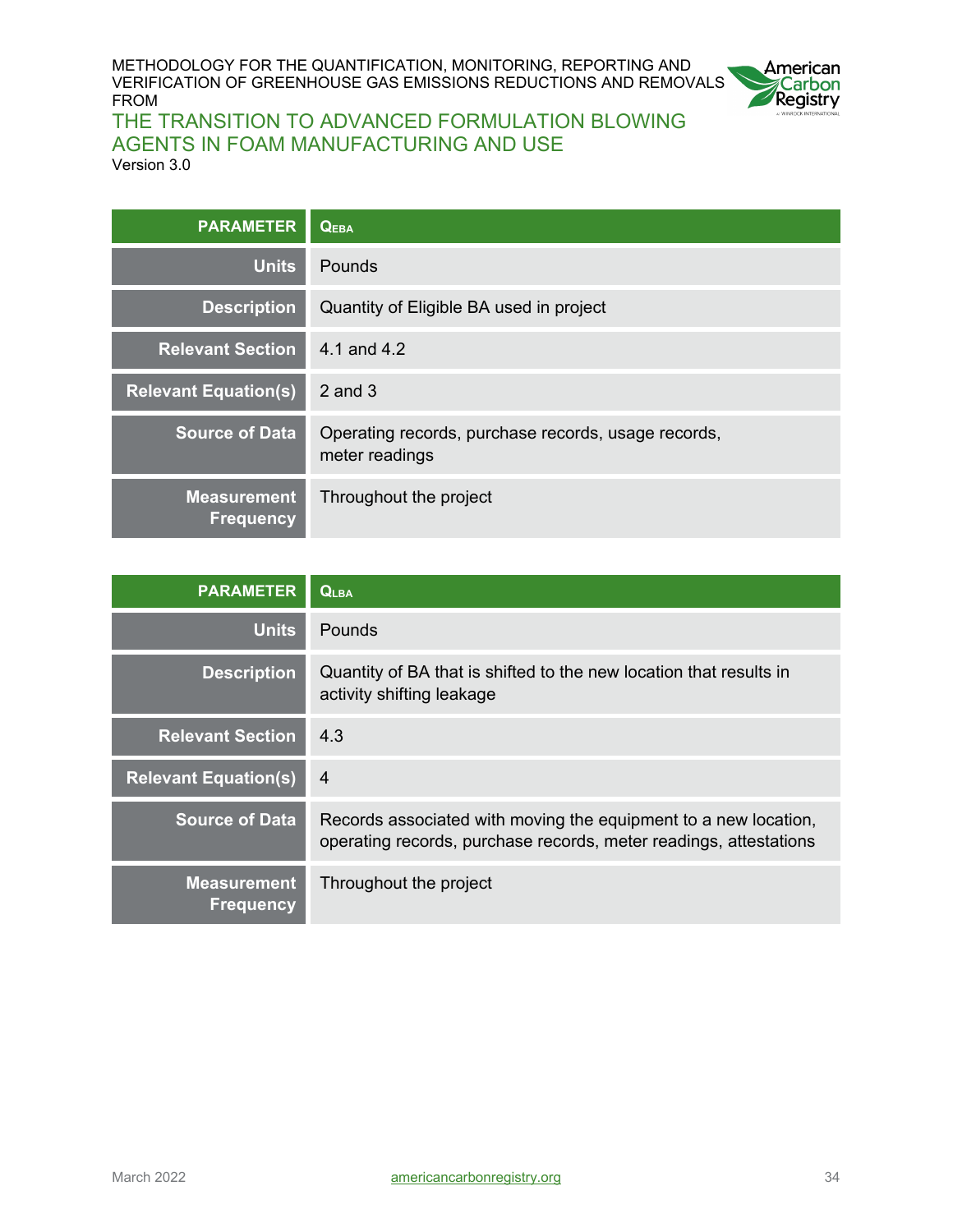| PARAMETER | $Q_{EBA}$ |
|---|---|
| Units | Pounds |
| Description | Quantity of Eligible BA used in project |
| Relevant Section | 4.1 and 4.2 |
| Relevant Equation(s) | 2 and 3 |
| Source of Data | Operating records, purchase records, usage records, meter readings |
| Measurement Frequency | Throughout the project |

| PARAMETER | $Q_{LBA}$ |
|---|---|
| Units | Pounds |
| Description | Quantity of BA that is shifted to the new location that results in activity shifting leakage |
| Relevant Section | 4.3 |
| Relevant Equation(s) | 4 |
| Source of Data | Records associated with moving the equipment to a new location, operating records, purchase records, meter readings, attestations |
| Measurement Frequency | Throughout the project |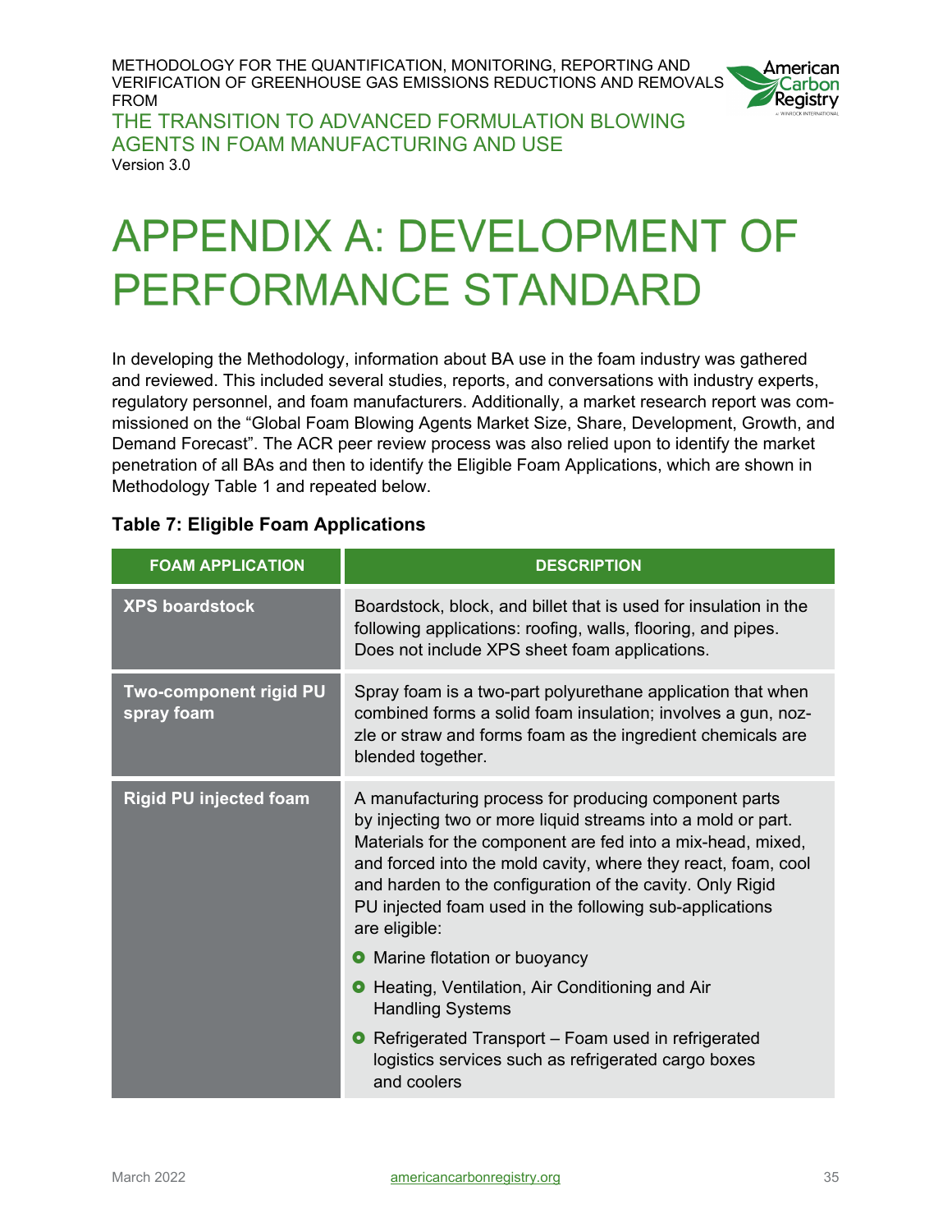# APPENDIX A: DEVELOPMENT OF PERFORMANCE STANDARD

In developing the Methodology, information about BA use in the foam industry was gathered and reviewed. This included several studies, reports, and conversations with industry experts, regulatory personnel, and foam manufacturers. Additionally, a market research report was commissioned on the "Global Foam Blowing Agents Market Size, Share, Development, Growth, and Demand Forecast". The ACR peer review process was also relied upon to identify the market penetration of all BAs and then to identify the Eligible Foam Applications, which are shown in Methodology Table 1 and repeated below.

**Table 7: Eligible Foam Applications**

| FOAM APPLICATION | DESCRIPTION |
| --- | --- |
| **XPS boardstock** | Boardstock, block, and billet that is used for insulation in the following applications: roofing, walls, flooring, and pipes. Does not include XPS sheet foam applications. |
| **Two-component rigid PU spray foam** | Spray foam is a two-part polyurethane application that when combined forms a solid foam insulation; involves a gun, nozzle or straw and forms foam as the ingredient chemicals are blended together. |
| **Rigid PU injected foam** | A manufacturing process for producing component parts by injecting two or more liquid streams into a mold or part. Materials for the component are fed into a mix-head, mixed, and forced into the mold cavity, where they react, foam, cool and harden to the configuration of the cavity. Only Rigid PU injected foam used in the following sub-applications are eligible:<br>• Marine flotation or buoyancy<br>• Heating, Ventilation, Air Conditioning and Air Handling Systems<br>• Refrigerated Transport – Foam used in refrigerated logistics services such as refrigerated cargo boxes and coolers |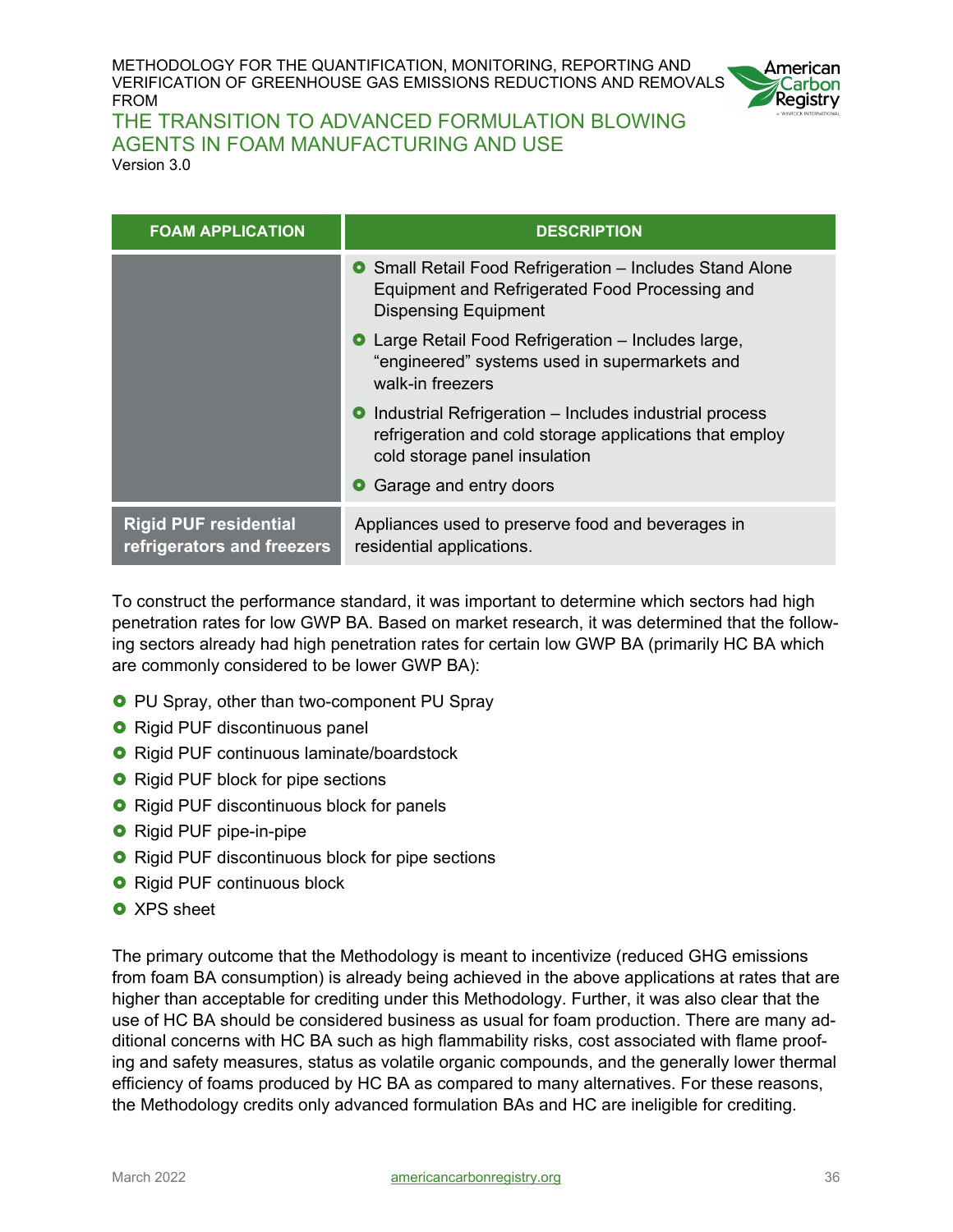| FOAM APPLICATION | DESCRIPTION |
| --- | --- |
| | • Small Retail Food Refrigeration – Includes Stand Alone Equipment and Refrigerated Food Processing and Dispensing Equipment<br>• Large Retail Food Refrigeration – Includes large, "engineered" systems used in supermarkets and walk-in freezers<br>• Industrial Refrigeration – Includes industrial process refrigeration and cold storage applications that employ cold storage panel insulation<br>• Garage and entry doors |
| **Rigid PUF residential refrigerators and freezers** | Appliances used to preserve food and beverages in residential applications. |

To construct the performance standard, it was important to determine which sectors had high penetration rates for low GWP BA. Based on market research, it was determined that the following sectors already had high penetration rates for certain low GWP BA (primarily HC BA which are commonly considered to be lower GWP BA):

- PU Spray, other than two-component PU Spray
- Rigid PUF discontinuous panel
- Rigid PUF continuous laminate/boardstock
- Rigid PUF block for pipe sections
- Rigid PUF discontinuous block for panels
- Rigid PUF pipe-in-pipe
- Rigid PUF discontinuous block for pipe sections
- Rigid PUF continuous block
- XPS sheet

The primary outcome that the Methodology is meant to incentivize (reduced GHG emissions from foam BA consumption) is already being achieved in the above applications at rates that are higher than acceptable for crediting under this Methodology. Further, it was also clear that the use of HC BA should be considered business as usual for foam production. There are many additional concerns with HC BA such as high flammability risks, cost associated with flame proofing and safety measures, status as volatile organic compounds, and the generally lower thermal efficiency of foams produced by HC BA as compared to many alternatives. For these reasons, the Methodology credits only advanced formulation BAs and HC are ineligible for crediting.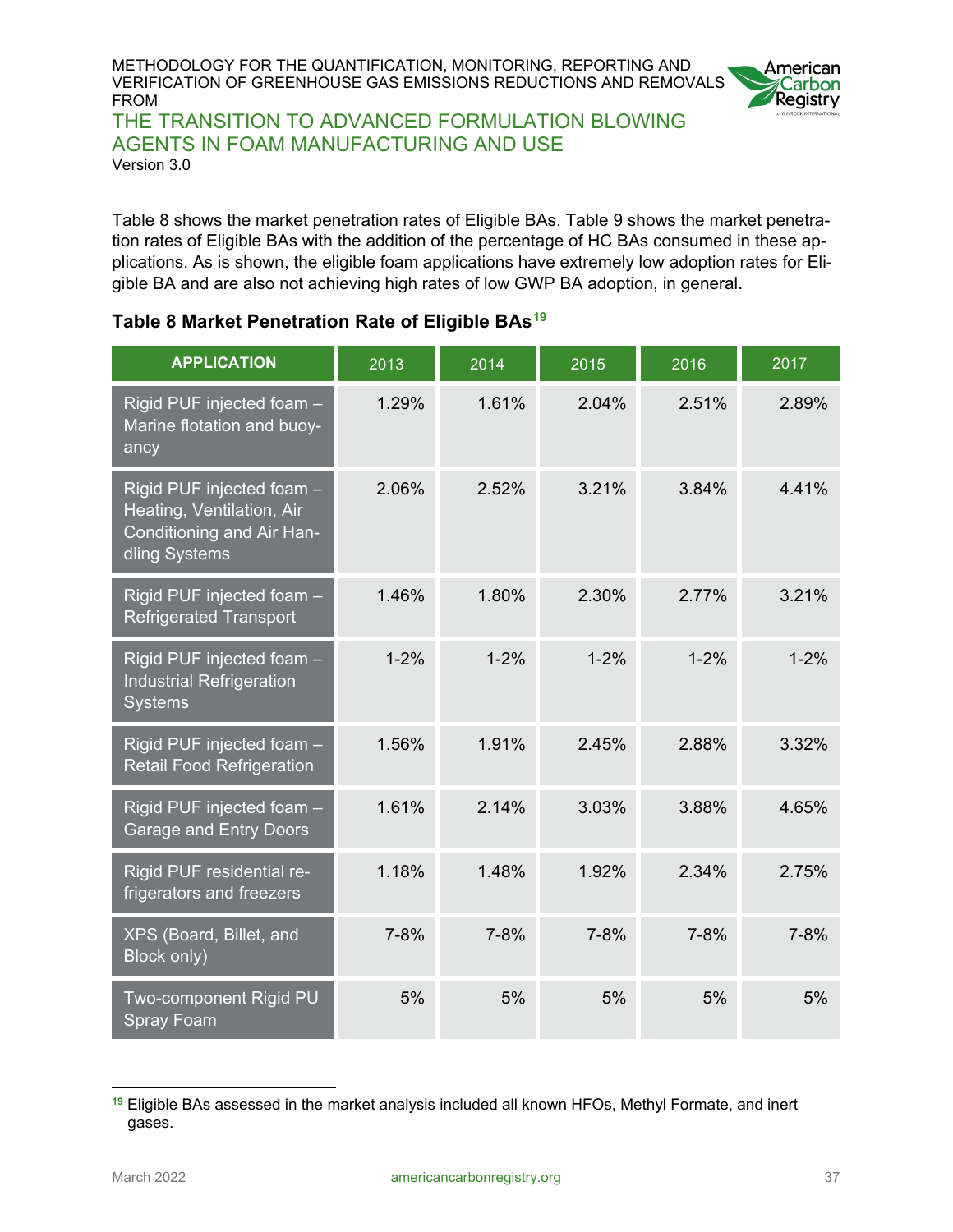Table 8 shows the market penetration rates of Eligible BAs. Table 9 shows the market penetration rates of Eligible BAs with the addition of the percentage of HC BAs consumed in these applications. As is shown, the eligible foam applications have extremely low adoption rates for Eligible BA and are also not achieving high rates of low GWP BA adoption, in general.

### Table 8 Market Penetration Rate of Eligible BAs[19]

| APPLICATION | 2013 | 2014 | 2015 | 2016 | 2017 |
|---|---|---|---|---|---|
| Rigid PUF injected foam – Marine flotation and buoyancy | 1.29% | 1.61% | 2.04% | 2.51% | 2.89% |
| Rigid PUF injected foam – Heating, Ventilation, Air Conditioning and Air Handling Systems | 2.06% | 2.52% | 3.21% | 3.84% | 4.41% |
| Rigid PUF injected foam – Refrigerated Transport | 1.46% | 1.80% | 2.30% | 2.77% | 3.21% |
| Rigid PUF injected foam – Industrial Refrigeration Systems | 1-2% | 1-2% | 1-2% | 1-2% | 1-2% |
| Rigid PUF injected foam – Retail Food Refrigeration | 1.56% | 1.91% | 2.45% | 2.88% | 3.32% |
| Rigid PUF injected foam – Garage and Entry Doors | 1.61% | 2.14% | 3.03% | 3.88% | 4.65% |
| Rigid PUF residential refrigerators and freezers | 1.18% | 1.48% | 1.92% | 2.34% | 2.75% |
| XPS (Board, Billet, and Block only) | 7-8% | 7-8% | 7-8% | 7-8% | 7-8% |
| Two-component Rigid PU Spray Foam | 5% | 5% | 5% | 5% | 5% |

[19] Eligible BAs assessed in the market analysis included all known HFOs, Methyl Formate, and inert gases.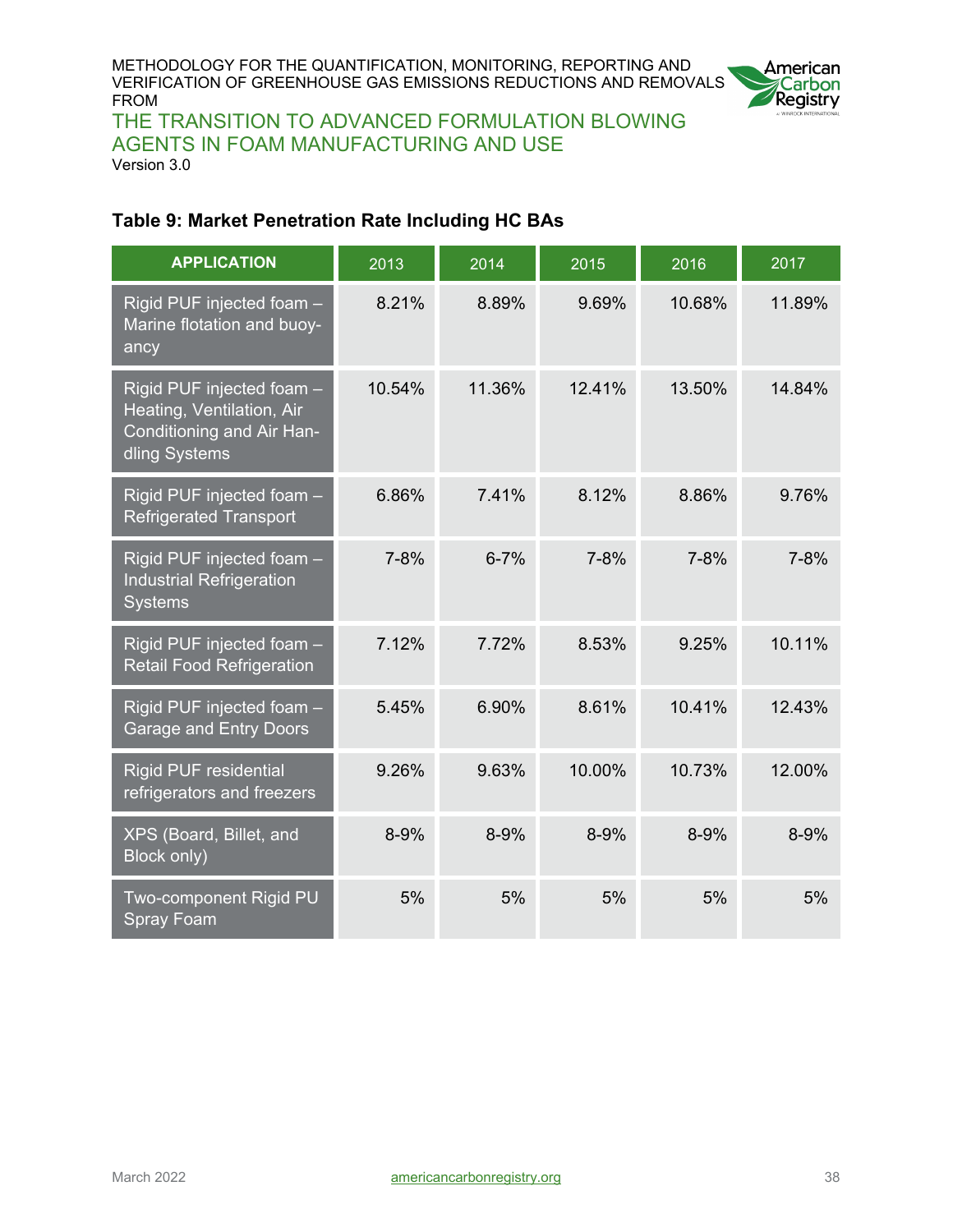**Table 9: Market Penetration Rate Including HC BAs**

| APPLICATION | 2013 | 2014 | 2015 | 2016 | 2017 |
|---|---|---|---|---|---|
| Rigid PUF injected foam – Marine flotation and buoyancy | 8.21% | 8.89% | 9.69% | 10.68% | 11.89% |
| Rigid PUF injected foam – Heating, Ventilation, Air Conditioning and Air Handling Systems | 10.54% | 11.36% | 12.41% | 13.50% | 14.84% |
| Rigid PUF injected foam – Refrigerated Transport | 6.86% | 7.41% | 8.12% | 8.86% | 9.76% |
| Rigid PUF injected foam – Industrial Refrigeration Systems | 7-8% | 6-7% | 7-8% | 7-8% | 7-8% |
| Rigid PUF injected foam – Retail Food Refrigeration | 7.12% | 7.72% | 8.53% | 9.25% | 10.11% |
| Rigid PUF injected foam – Garage and Entry Doors | 5.45% | 6.90% | 8.61% | 10.41% | 12.43% |
| Rigid PUF residential refrigerators and freezers | 9.26% | 9.63% | 10.00% | 10.73% | 12.00% |
| XPS (Board, Billet, and Block only) | 8-9% | 8-9% | 8-9% | 8-9% | 8-9% |
| Two-component Rigid PU Spray Foam | 5% | 5% | 5% | 5% | 5% |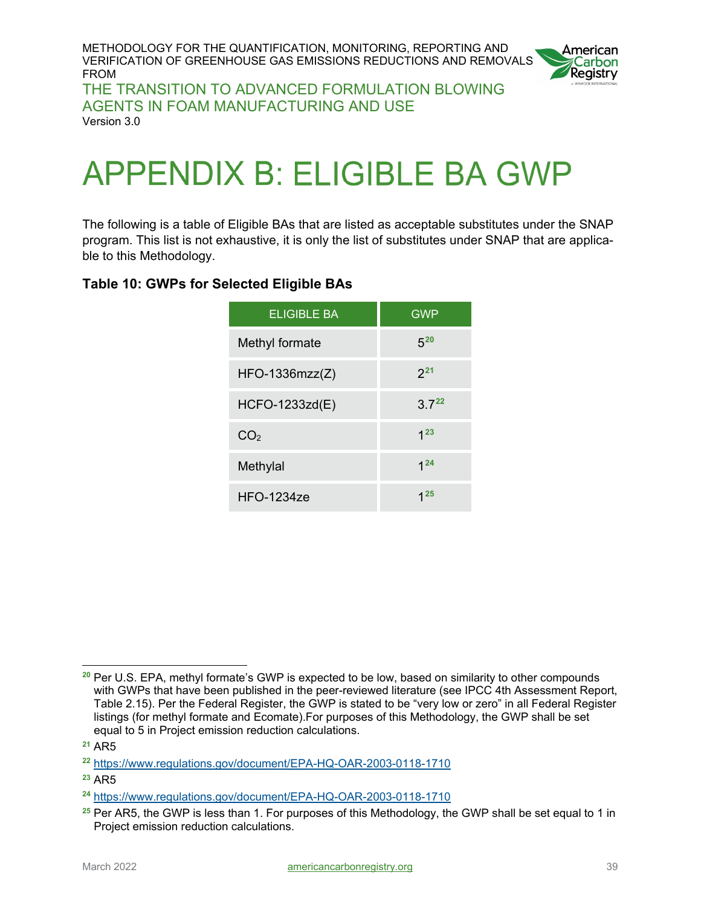# APPENDIX B: ELIGIBLE BA GWP

The following is a table of Eligible BAs that are listed as acceptable substitutes under the SNAP program. This list is not exhaustive, it is only the list of substitutes under SNAP that are applicable to this Methodology.

**Table 10: GWPs for Selected Eligible BAs**

| ELIGIBLE BA | GWP |
|---|---|
| Methyl formate | 5[20] |
| HFO-1336mzz(Z) | 2[21] |
| HCFO-1233zd(E) | 3.7[22] |
| $CO_2$ | 1[23] |
| Methylal | 1[24] |
| HFO-1234ze | 1[25] |

[20] Per U.S. EPA, methyl formate's GWP is expected to be low, based on similarity to other compounds with GWPs that have been published in the peer-reviewed literature (see IPCC 4th Assessment Report, Table 2.15). Per the Federal Register, the GWP is stated to be "very low or zero" in all Federal Register listings (for methyl formate and Ecomate).For purposes of this Methodology, the GWP shall be set equal to 5 in Project emission reduction calculations.

[21] AR5

[22] https://www.regulations.gov/document/EPA-HQ-OAR-2003-0118-1710

[23] AR5

[24] https://www.regulations.gov/document/EPA-HQ-OAR-2003-0118-1710

[25] Per AR5, the GWP is less than 1. For purposes of this Methodology, the GWP shall be set equal to 1 in Project emission reduction calculations.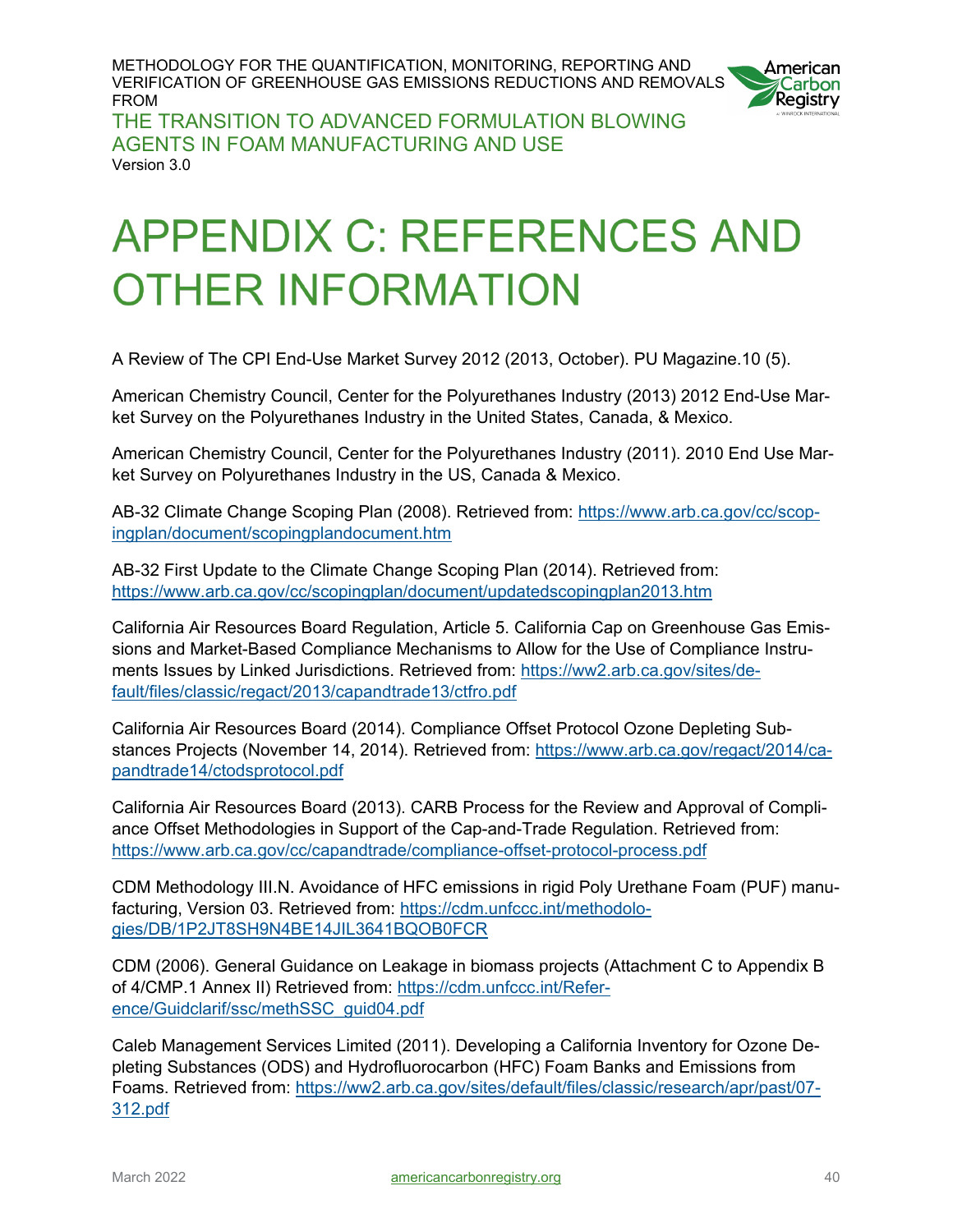# APPENDIX C: REFERENCES AND OTHER INFORMATION

A Review of The CPI End-Use Market Survey 2012 (2013, October). PU Magazine.10 (5).

American Chemistry Council, Center for the Polyurethanes Industry (2013) 2012 End-Use Market Survey on the Polyurethanes Industry in the United States, Canada, & Mexico.

American Chemistry Council, Center for the Polyurethanes Industry (2011). 2010 End Use Market Survey on Polyurethanes Industry in the US, Canada & Mexico.

AB-32 Climate Change Scoping Plan (2008). Retrieved from: https://www.arb.ca.gov/cc/scopingplan/document/scopingplandocument.htm

AB-32 First Update to the Climate Change Scoping Plan (2014). Retrieved from: https://www.arb.ca.gov/cc/scopingplan/document/updatedscopingplan2013.htm

California Air Resources Board Regulation, Article 5. California Cap on Greenhouse Gas Emissions and Market-Based Compliance Mechanisms to Allow for the Use of Compliance Instruments Issues by Linked Jurisdictions. Retrieved from: https://ww2.arb.ca.gov/sites/default/files/classic/regact/2013/capandtrade13/ctfro.pdf

California Air Resources Board (2014). Compliance Offset Protocol Ozone Depleting Substances Projects (November 14, 2014). Retrieved from: https://www.arb.ca.gov/regact/2014/capandtrade14/ctodsprotocol.pdf

California Air Resources Board (2013). CARB Process for the Review and Approval of Compliance Offset Methodologies in Support of the Cap-and-Trade Regulation. Retrieved from: https://www.arb.ca.gov/cc/capandtrade/compliance-offset-protocol-process.pdf

CDM Methodology III.N. Avoidance of HFC emissions in rigid Poly Urethane Foam (PUF) manufacturing, Version 03. Retrieved from: https://cdm.unfccc.int/methodologies/DB/1P2JT8SH9N4BE14JIL3641BQOB0FCR

CDM (2006). General Guidance on Leakage in biomass projects (Attachment C to Appendix B of 4/CMP.1 Annex II) Retrieved from: https://cdm.unfccc.int/Reference/Guidclarif/ssc/methSSC_guid04.pdf

Caleb Management Services Limited (2011). Developing a California Inventory for Ozone Depleting Substances (ODS) and Hydrofluorocarbon (HFC) Foam Banks and Emissions from Foams. Retrieved from: https://ww2.arb.ca.gov/sites/default/files/classic/research/apr/past/07-312.pdf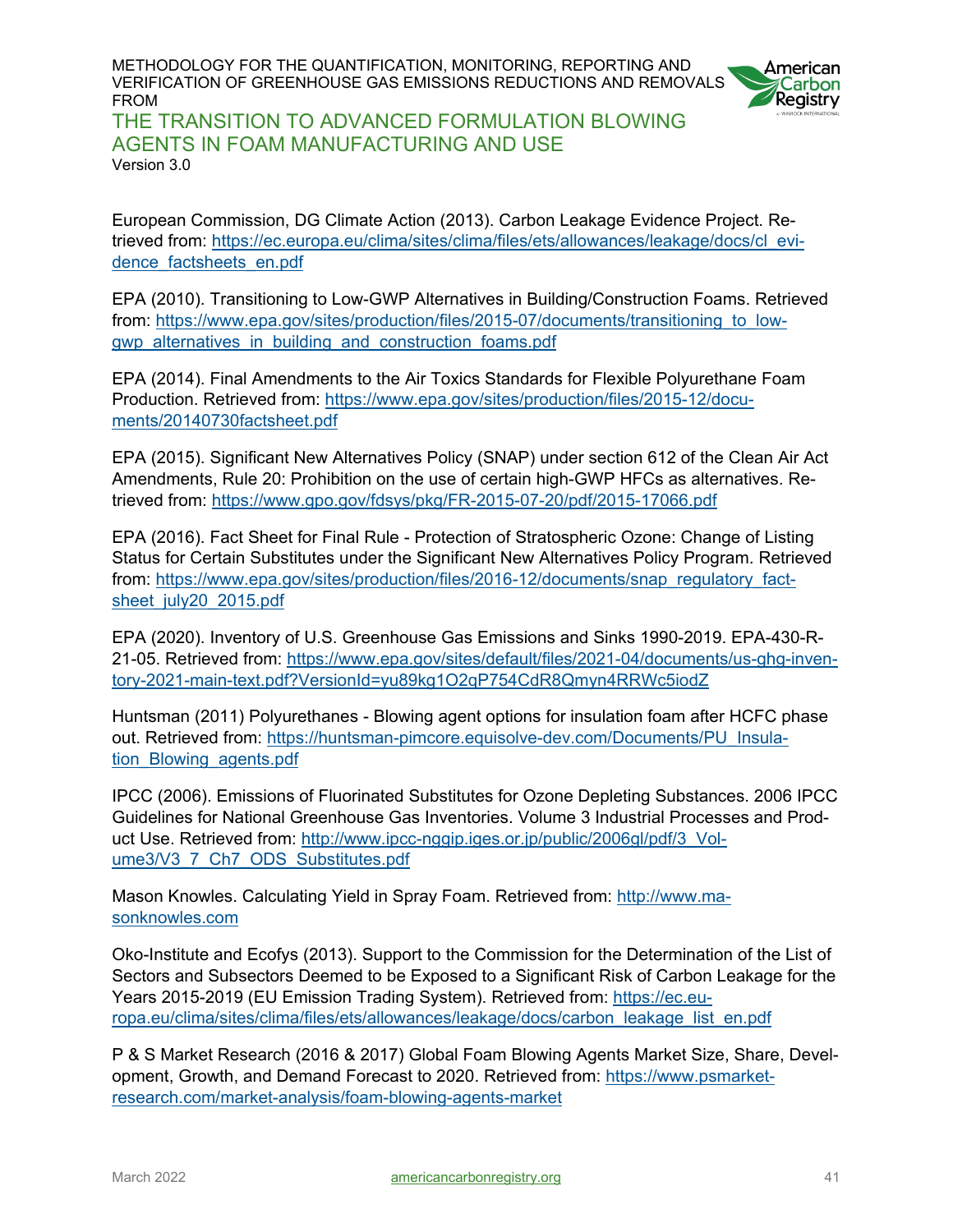European Commission, DG Climate Action (2013). Carbon Leakage Evidence Project. Retrieved from: https://ec.europa.eu/clima/sites/clima/files/ets/allowances/leakage/docs/cl_evidence_factsheets_en.pdf

EPA (2010). Transitioning to Low-GWP Alternatives in Building/Construction Foams. Retrieved from: https://www.epa.gov/sites/production/files/2015-07/documents/transitioning_to_low-gwp_alternatives_in_building_and_construction_foams.pdf

EPA (2014). Final Amendments to the Air Toxics Standards for Flexible Polyurethane Foam Production. Retrieved from: https://www.epa.gov/sites/production/files/2015-12/documents/20140730factsheet.pdf

EPA (2015). Significant New Alternatives Policy (SNAP) under section 612 of the Clean Air Act Amendments, Rule 20: Prohibition on the use of certain high-GWP HFCs as alternatives. Retrieved from: https://www.gpo.gov/fdsys/pkg/FR-2015-07-20/pdf/2015-17066.pdf

EPA (2016). Fact Sheet for Final Rule - Protection of Stratospheric Ozone: Change of Listing Status for Certain Substitutes under the Significant New Alternatives Policy Program. Retrieved from: https://www.epa.gov/sites/production/files/2016-12/documents/snap_regulatory_factsheet_july20_2015.pdf

EPA (2020). Inventory of U.S. Greenhouse Gas Emissions and Sinks 1990-2019. EPA-430-R-21-05. Retrieved from: https://www.epa.gov/sites/default/files/2021-04/documents/us-ghg-inventory-2021-main-text.pdf?VersionId=yu89kg1O2qP754CdR8Qmyn4RRWc5iodZ

Huntsman (2011) Polyurethanes - Blowing agent options for insulation foam after HCFC phase out. Retrieved from: https://huntsman-pimcore.equisolve-dev.com/Documents/PU_Insulation_Blowing_agents.pdf

IPCC (2006). Emissions of Fluorinated Substitutes for Ozone Depleting Substances. 2006 IPCC Guidelines for National Greenhouse Gas Inventories. Volume 3 Industrial Processes and Product Use. Retrieved from: http://www.ipcc-nggip.iges.or.jp/public/2006gl/pdf/3_Volume3/V3_7_Ch7_ODS_Substitutes.pdf

Mason Knowles. Calculating Yield in Spray Foam. Retrieved from: http://www.masonknowles.com

Oko-Institute and Ecofys (2013). Support to the Commission for the Determination of the List of Sectors and Subsectors Deemed to be Exposed to a Significant Risk of Carbon Leakage for the Years 2015-2019 (EU Emission Trading System). Retrieved from: https://ec.europa.eu/clima/sites/clima/files/ets/allowances/leakage/docs/carbon_leakage_list_en.pdf

P & S Market Research (2016 & 2017) Global Foam Blowing Agents Market Size, Share, Development, Growth, and Demand Forecast to 2020. Retrieved from: https://www.psmarketresearch.com/market-analysis/foam-blowing-agents-market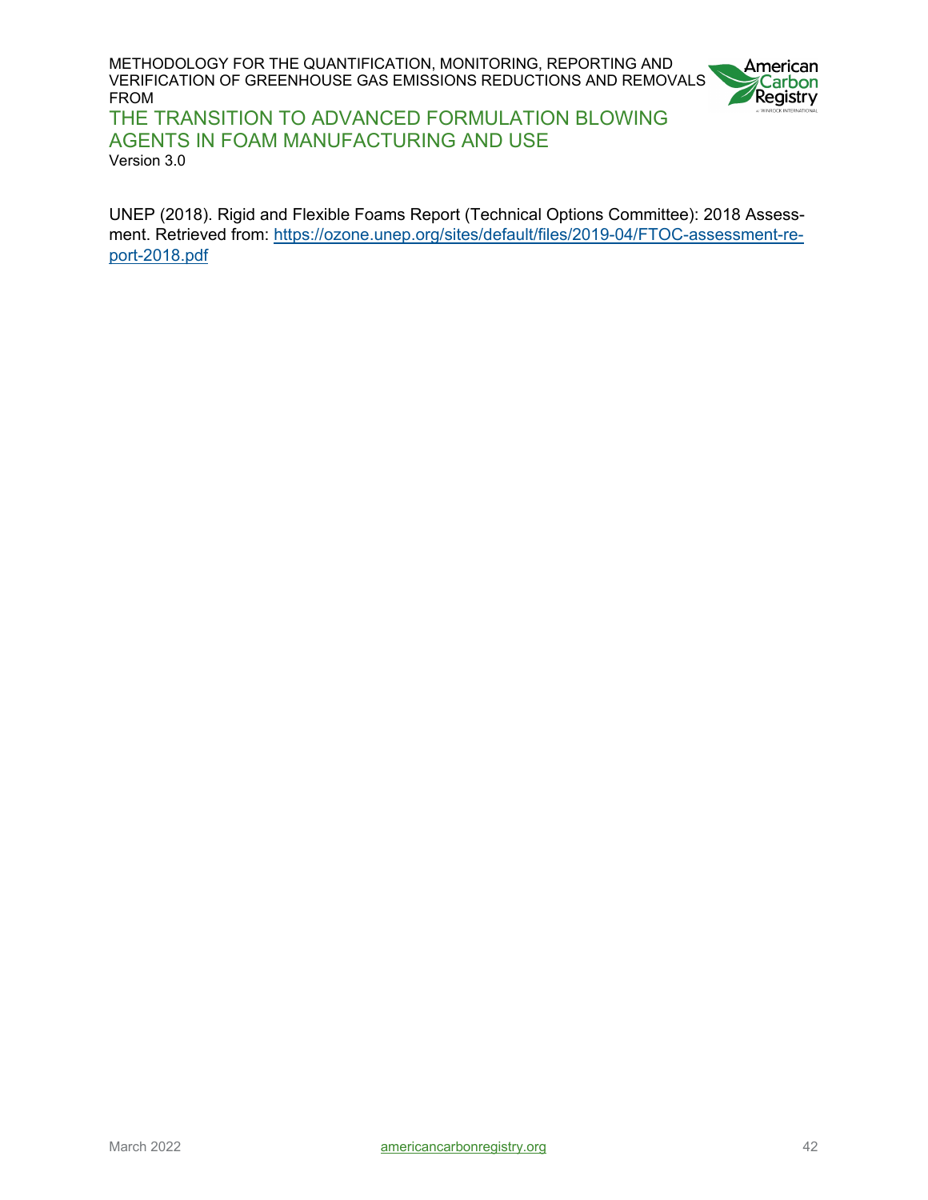UNEP (2018). Rigid and Flexible Foams Report (Technical Options Committee): 2018 Assessment. Retrieved from: https://ozone.unep.org/sites/default/files/2019-04/FTOC-assessment-report-2018.pdf